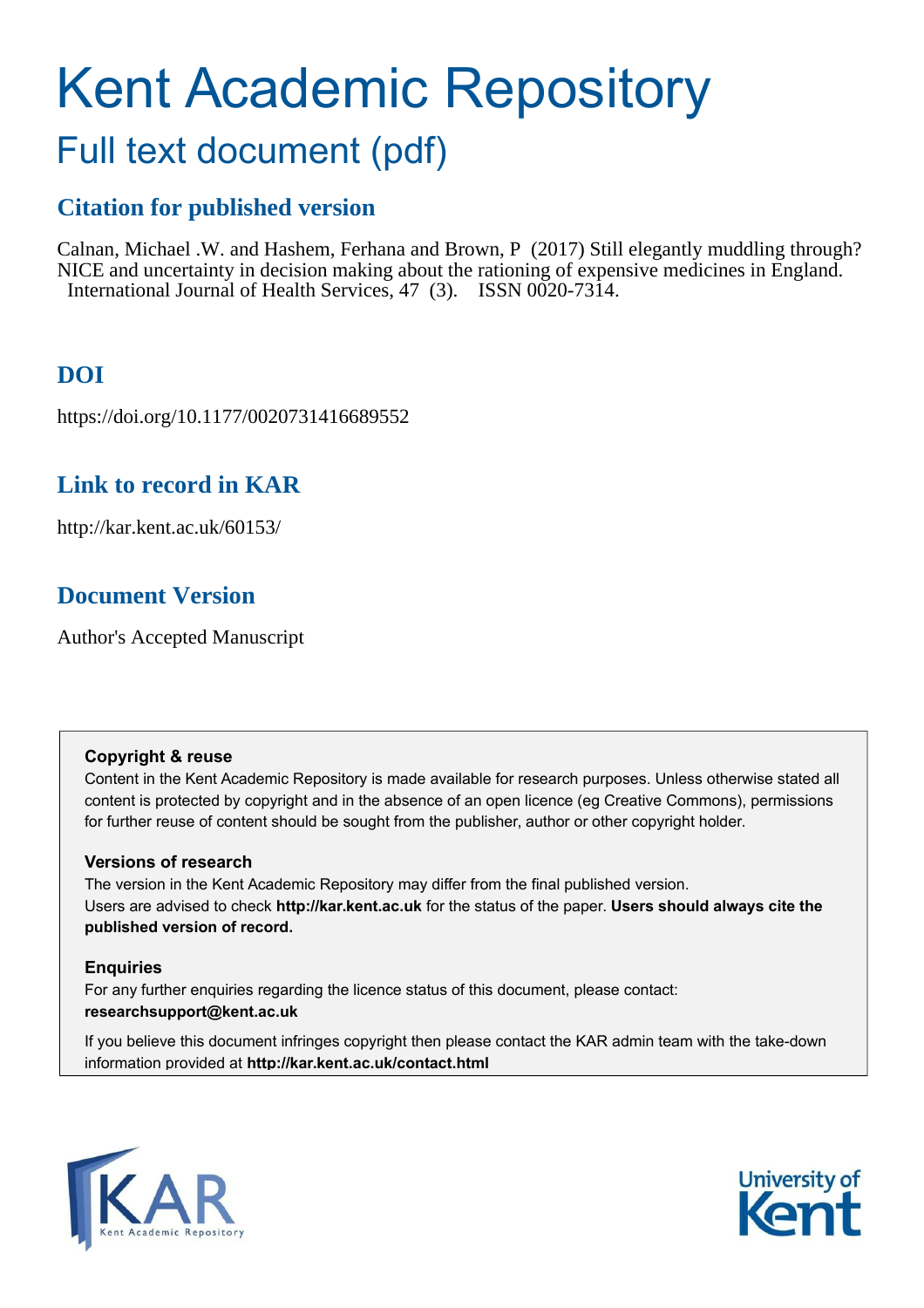# Kent Academic Repository

## Full text document (pdf)

## Citation for published version

Calnan, Michael .W. and Hashem, Ferhana and Brown, P (2017) Still elegantly muddling through? NICE and uncertainty in decision making about the rationing of expensive medicines in England. International Journal of Health Services, 47 (3). ISSN 0020-7314.

## DOI

https://doi.org/10.1177/0020731416689552

## Link to record in KAR

http://kar.kent.ac.uk/60153/

## Document Version

Author's Accepted Manuscript

**Copyright & reuse**

Content in the Kent Academic Repository is made available for research purposes. Unless otherwise stated all content is protected by copyright and in the absence of an open licence (eg Creative Commons), permissions for further reuse of content should be sought from the publisher, author or other copyright holder.

**Versions of research**

The version in the Kent Academic Repository may differ from the final published version. Users are advised to check **http://kar.kent.ac.uk** for the status of the paper. **Users should always cite the published version of record.**

**Enquiries**

For any further enquiries regarding the licence status of this document, please contact: **researchsupport@kent.ac.uk**

If you believe this document infringes copyright then please contact the KAR admin team with the take-down information provided at **http://kar.kent.ac.uk/contact.html**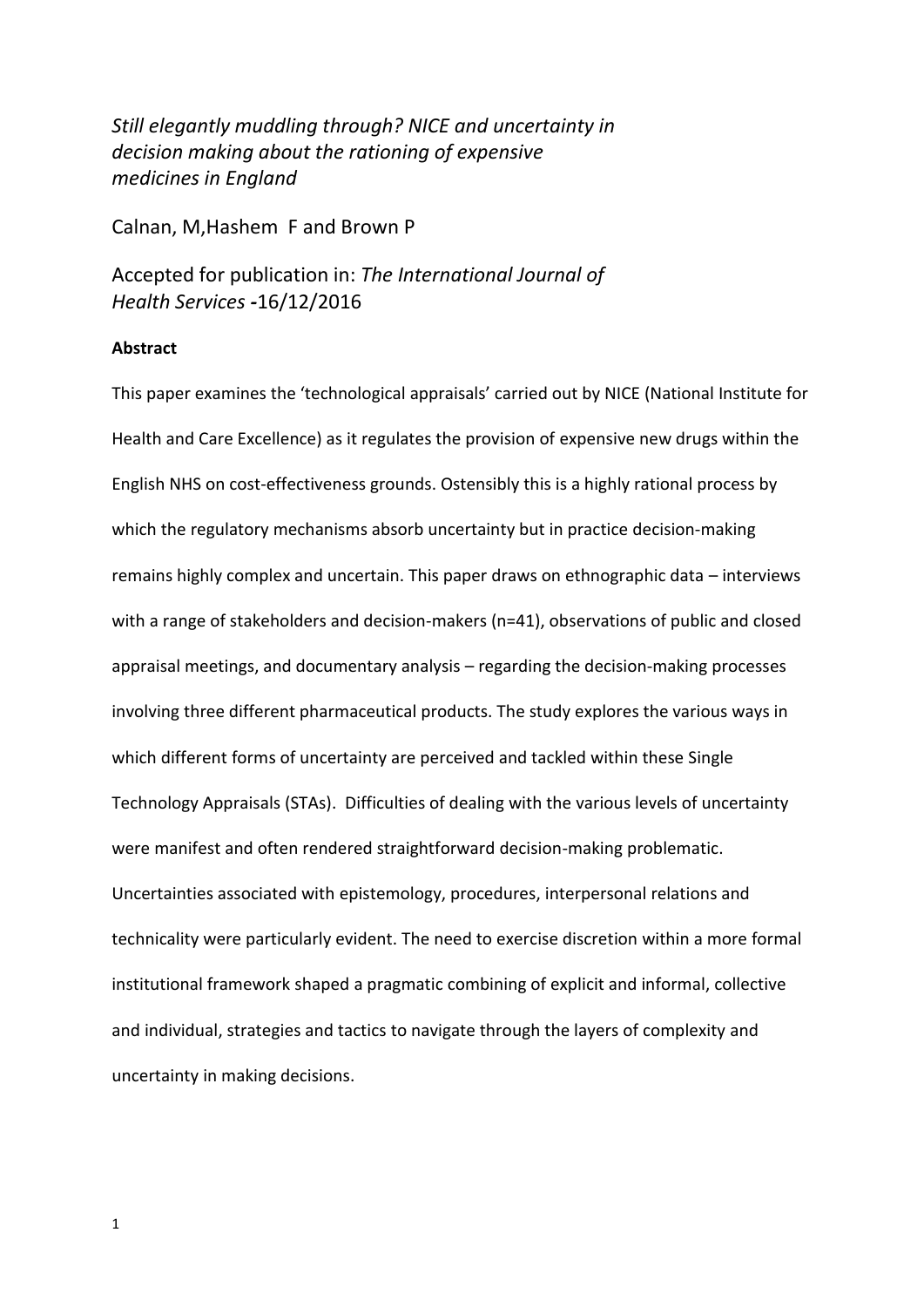*Still elegantly muddling through? NICE and uncertainty in decision making about the rationing of expensive medicines in England*

Calnan, M,Hashem F and Brown P

Accepted for publication in: *The International Journal of Health Services* **-**16/12/2016

**Abstract**

This paper examines the 'technological appraisals' carried out by NICE (National Institute for Health and Care Excellence) as it regulates the provision of expensive new drugs within the English NHS on cost-effectiveness grounds. Ostensibly this is a highly rational process by which the regulatory mechanisms absorb uncertainty but in practice decision-making remains highly complex and uncertain. This paper draws on ethnographic data – interviews with a range of stakeholders and decision-makers (n=41), observations of public and closed appraisal meetings, and documentary analysis – regarding the decision-making processes involving three different pharmaceutical products. The study explores the various ways in which different forms of uncertainty are perceived and tackled within these Single Technology Appraisals (STAs). Difficulties of dealing with the various levels of uncertainty were manifest and often rendered straightforward decision-making problematic. Uncertainties associated with epistemology, procedures, interpersonal relations and technicality were particularly evident. The need to exercise discretion within a more formal institutional framework shaped a pragmatic combining of explicit and informal, collective and individual, strategies and tactics to navigate through the layers of complexity and uncertainty in making decisions.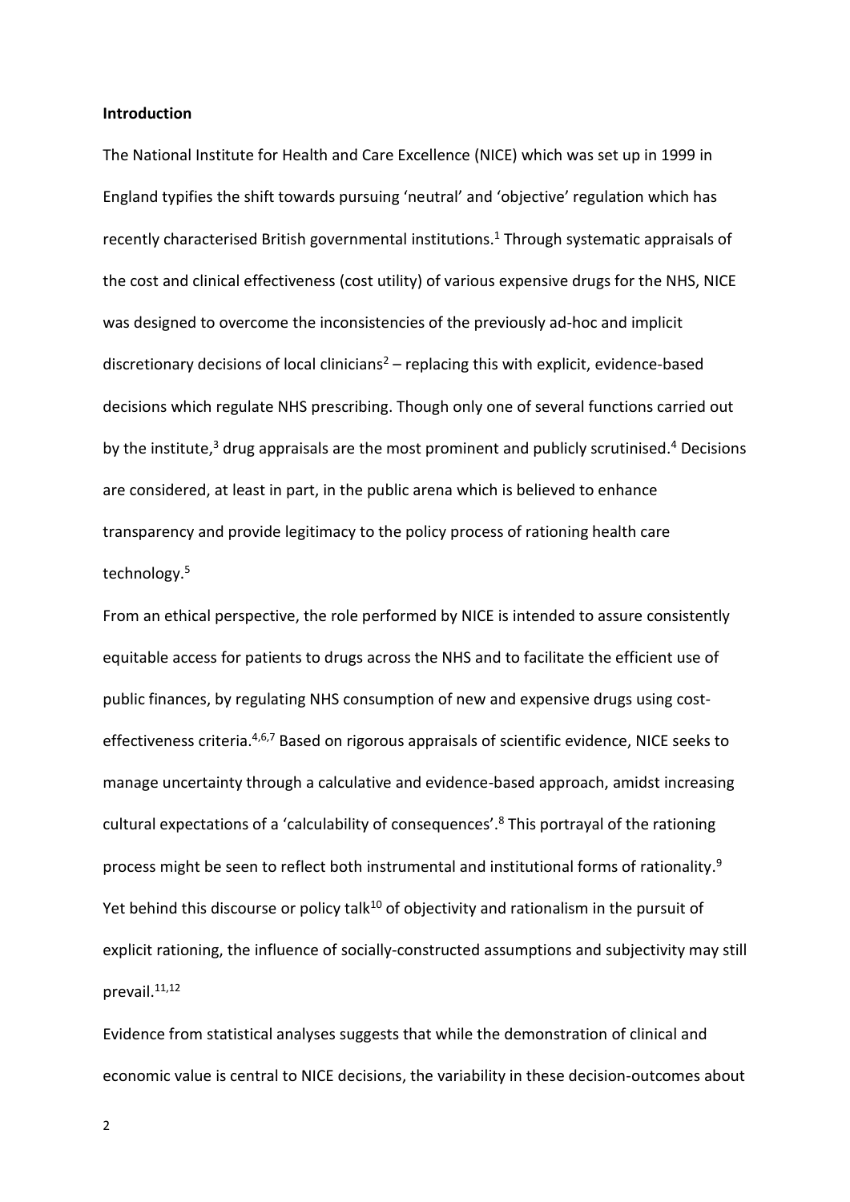**Introduction**

The National Institute for Health and Care Excellence (NICE) which was set up in 1999 in England typifies the shift towards pursuing 'neutral' and 'objective' regulation which has recently characterised British governmental institutions.[1] Through systematic appraisals of the cost and clinical effectiveness (cost utility) of various expensive drugs for the NHS, NICE was designed to overcome the inconsistencies of the previously ad-hoc and implicit discretionary decisions of local clinicians[2] – replacing this with explicit, evidence-based decisions which regulate NHS prescribing. Though only one of several functions carried out by the institute,[3] drug appraisals are the most prominent and publicly scrutinised.[4] Decisions are considered, at least in part, in the public arena which is believed to enhance transparency and provide legitimacy to the policy process of rationing health care technology.[5]

From an ethical perspective, the role performed by NICE is intended to assure consistently equitable access for patients to drugs across the NHS and to facilitate the efficient use of public finances, by regulating NHS consumption of new and expensive drugs using cost-effectiveness criteria.[4,6,7] Based on rigorous appraisals of scientific evidence, NICE seeks to manage uncertainty through a calculative and evidence-based approach, amidst increasing cultural expectations of a 'calculability of consequences'.[8] This portrayal of the rationing process might be seen to reflect both instrumental and institutional forms of rationality.[9] Yet behind this discourse or policy talk[10] of objectivity and rationalism in the pursuit of explicit rationing, the influence of socially-constructed assumptions and subjectivity may still prevail.[11,12]

Evidence from statistical analyses suggests that while the demonstration of clinical and economic value is central to NICE decisions, the variability in these decision-outcomes about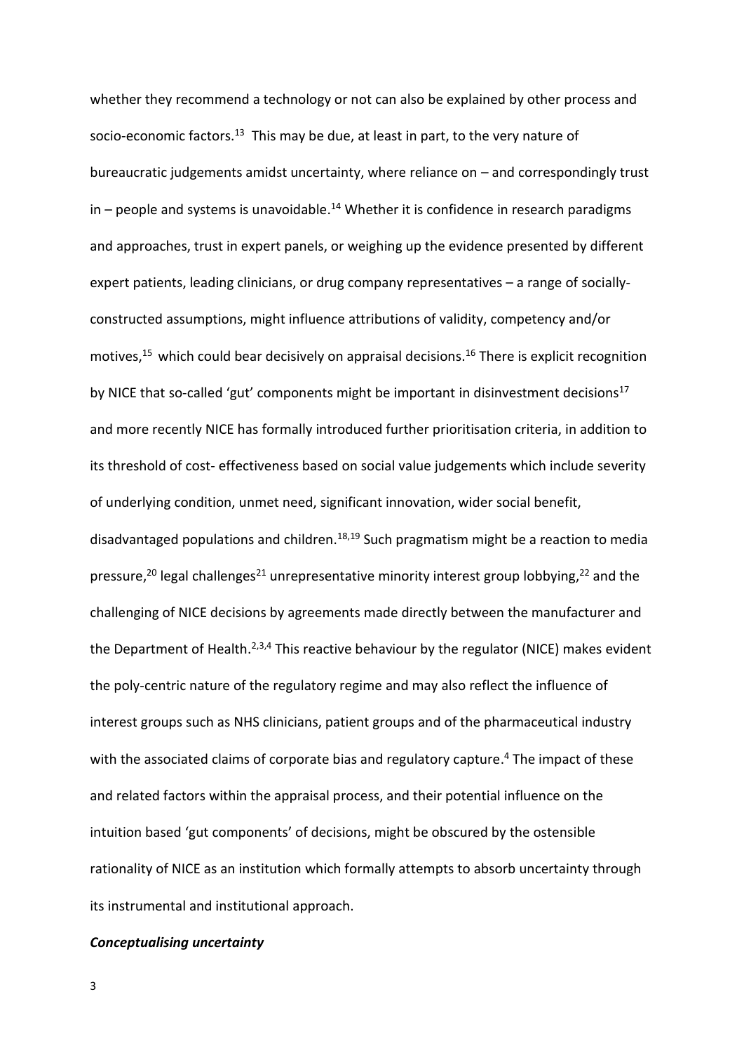whether they recommend a technology or not can also be explained by other process and socio-economic factors.[13] This may be due, at least in part, to the very nature of bureaucratic judgements amidst uncertainty, where reliance on – and correspondingly trust in – people and systems is unavoidable.[14] Whether it is confidence in research paradigms and approaches, trust in expert panels, or weighing up the evidence presented by different expert patients, leading clinicians, or drug company representatives – a range of socially-constructed assumptions, might influence attributions of validity, competency and/or motives,[15] which could bear decisively on appraisal decisions.[16] There is explicit recognition by NICE that so-called 'gut' components might be important in disinvestment decisions[17] and more recently NICE has formally introduced further prioritisation criteria, in addition to its threshold of cost- effectiveness based on social value judgements which include severity of underlying condition, unmet need, significant innovation, wider social benefit, disadvantaged populations and children.[18,19] Such pragmatism might be a reaction to media pressure,[20] legal challenges[21] unrepresentative minority interest group lobbying,[22] and the challenging of NICE decisions by agreements made directly between the manufacturer and the Department of Health.[2,3,4] This reactive behaviour by the regulator (NICE) makes evident the poly-centric nature of the regulatory regime and may also reflect the influence of interest groups such as NHS clinicians, patient groups and of the pharmaceutical industry with the associated claims of corporate bias and regulatory capture.[4] The impact of these and related factors within the appraisal process, and their potential influence on the intuition based 'gut components' of decisions, might be obscured by the ostensible rationality of NICE as an institution which formally attempts to absorb uncertainty through its instrumental and institutional approach.

***Conceptualising uncertainty***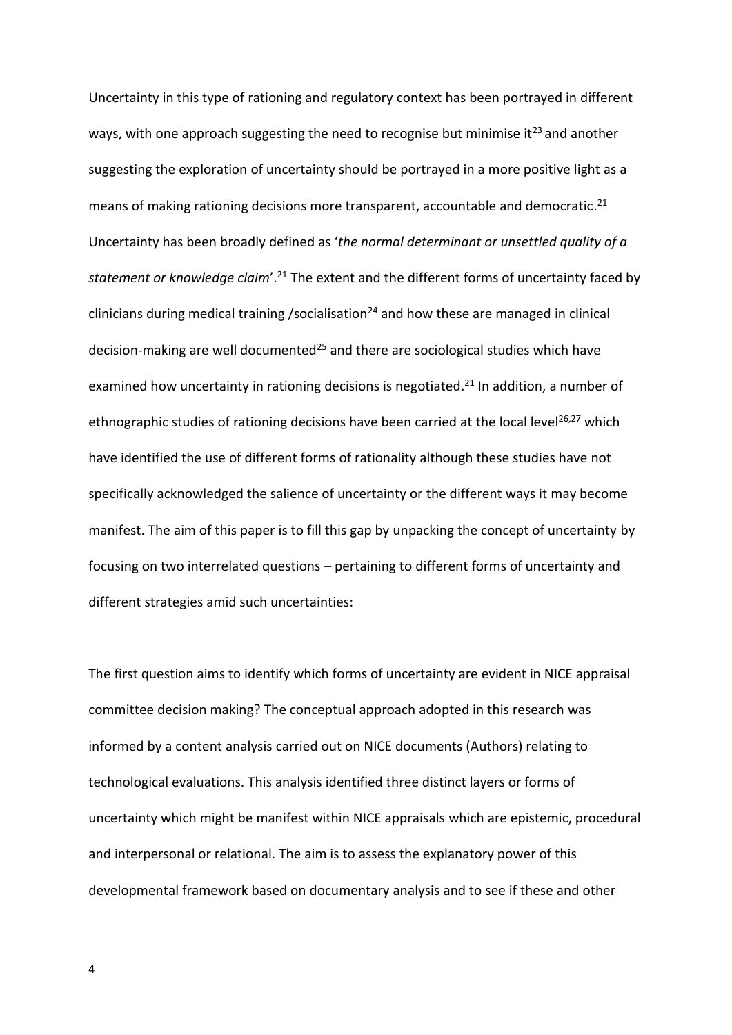Uncertainty in this type of rationing and regulatory context has been portrayed in different ways, with one approach suggesting the need to recognise but minimise it[23] and another suggesting the exploration of uncertainty should be portrayed in a more positive light as a means of making rationing decisions more transparent, accountable and democratic.[21] Uncertainty has been broadly defined as '*the normal determinant or unsettled quality of a statement or knowledge claim*'.[21] The extent and the different forms of uncertainty faced by clinicians during medical training /socialisation[24] and how these are managed in clinical decision-making are well documented[25] and there are sociological studies which have examined how uncertainty in rationing decisions is negotiated.[21] In addition, a number of ethnographic studies of rationing decisions have been carried at the local level[26,27] which have identified the use of different forms of rationality although these studies have not specifically acknowledged the salience of uncertainty or the different ways it may become manifest. The aim of this paper is to fill this gap by unpacking the concept of uncertainty by focusing on two interrelated questions – pertaining to different forms of uncertainty and different strategies amid such uncertainties:

The first question aims to identify which forms of uncertainty are evident in NICE appraisal committee decision making? The conceptual approach adopted in this research was informed by a content analysis carried out on NICE documents (Authors) relating to technological evaluations. This analysis identified three distinct layers or forms of uncertainty which might be manifest within NICE appraisals which are epistemic, procedural and interpersonal or relational. The aim is to assess the explanatory power of this developmental framework based on documentary analysis and to see if these and other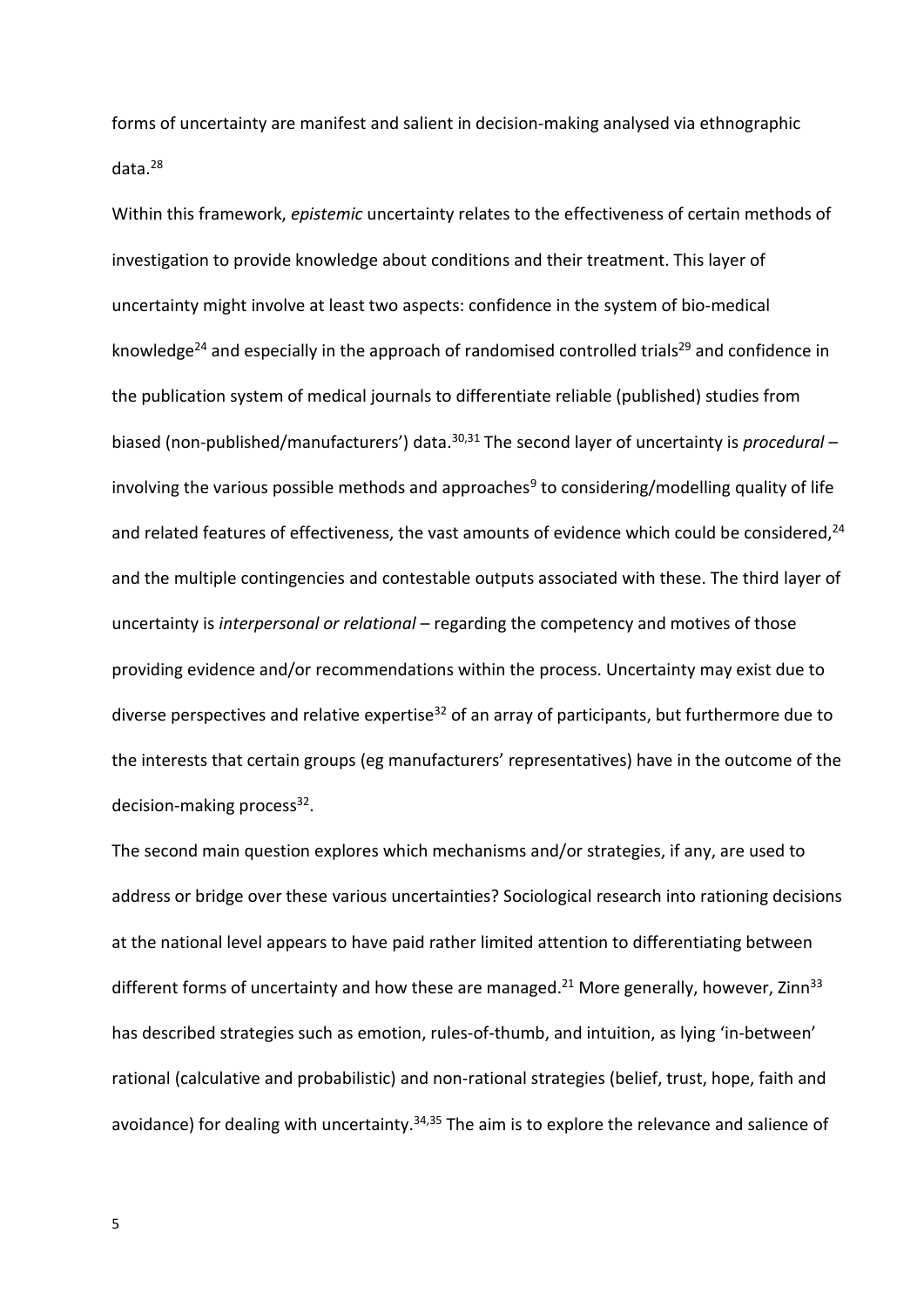forms of uncertainty are manifest and salient in decision-making analysed via ethnographic data.[28]

Within this framework, *epistemic* uncertainty relates to the effectiveness of certain methods of investigation to provide knowledge about conditions and their treatment. This layer of uncertainty might involve at least two aspects: confidence in the system of bio-medical knowledge[24] and especially in the approach of randomised controlled trials[29] and confidence in the publication system of medical journals to differentiate reliable (published) studies from biased (non-published/manufacturers') data.[30,31] The second layer of uncertainty is *procedural* – involving the various possible methods and approaches[9] to considering/modelling quality of life and related features of effectiveness, the vast amounts of evidence which could be considered,[24] and the multiple contingencies and contestable outputs associated with these. The third layer of uncertainty is *interpersonal or relational* – regarding the competency and motives of those providing evidence and/or recommendations within the process. Uncertainty may exist due to diverse perspectives and relative expertise[32] of an array of participants, but furthermore due to the interests that certain groups (eg manufacturers' representatives) have in the outcome of the decision-making process[32].

The second main question explores which mechanisms and/or strategies, if any, are used to address or bridge over these various uncertainties? Sociological research into rationing decisions at the national level appears to have paid rather limited attention to differentiating between different forms of uncertainty and how these are managed.[21] More generally, however, Zinn[33] has described strategies such as emotion, rules-of-thumb, and intuition, as lying 'in-between' rational (calculative and probabilistic) and non-rational strategies (belief, trust, hope, faith and avoidance) for dealing with uncertainty.[34,35] The aim is to explore the relevance and salience of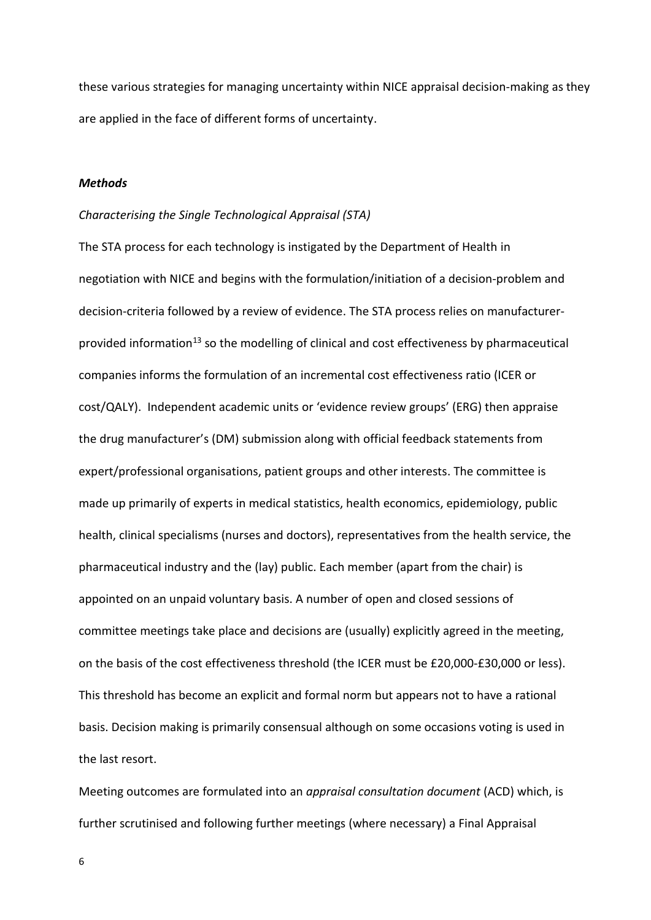these various strategies for managing uncertainty within NICE appraisal decision-making as they are applied in the face of different forms of uncertainty.

### *Methods*

*Characterising the Single Technological Appraisal (STA)*

The STA process for each technology is instigated by the Department of Health in negotiation with NICE and begins with the formulation/initiation of a decision-problem and decision-criteria followed by a review of evidence. The STA process relies on manufacturer-provided information[13] so the modelling of clinical and cost effectiveness by pharmaceutical companies informs the formulation of an incremental cost effectiveness ratio (ICER or cost/QALY). Independent academic units or 'evidence review groups' (ERG) then appraise the drug manufacturer's (DM) submission along with official feedback statements from expert/professional organisations, patient groups and other interests. The committee is made up primarily of experts in medical statistics, health economics, epidemiology, public health, clinical specialisms (nurses and doctors), representatives from the health service, the pharmaceutical industry and the (lay) public. Each member (apart from the chair) is appointed on an unpaid voluntary basis. A number of open and closed sessions of committee meetings take place and decisions are (usually) explicitly agreed in the meeting, on the basis of the cost effectiveness threshold (the ICER must be £20,000-£30,000 or less). This threshold has become an explicit and formal norm but appears not to have a rational basis. Decision making is primarily consensual although on some occasions voting is used in the last resort.

Meeting outcomes are formulated into an *appraisal consultation document* (ACD) which, is further scrutinised and following further meetings (where necessary) a Final Appraisal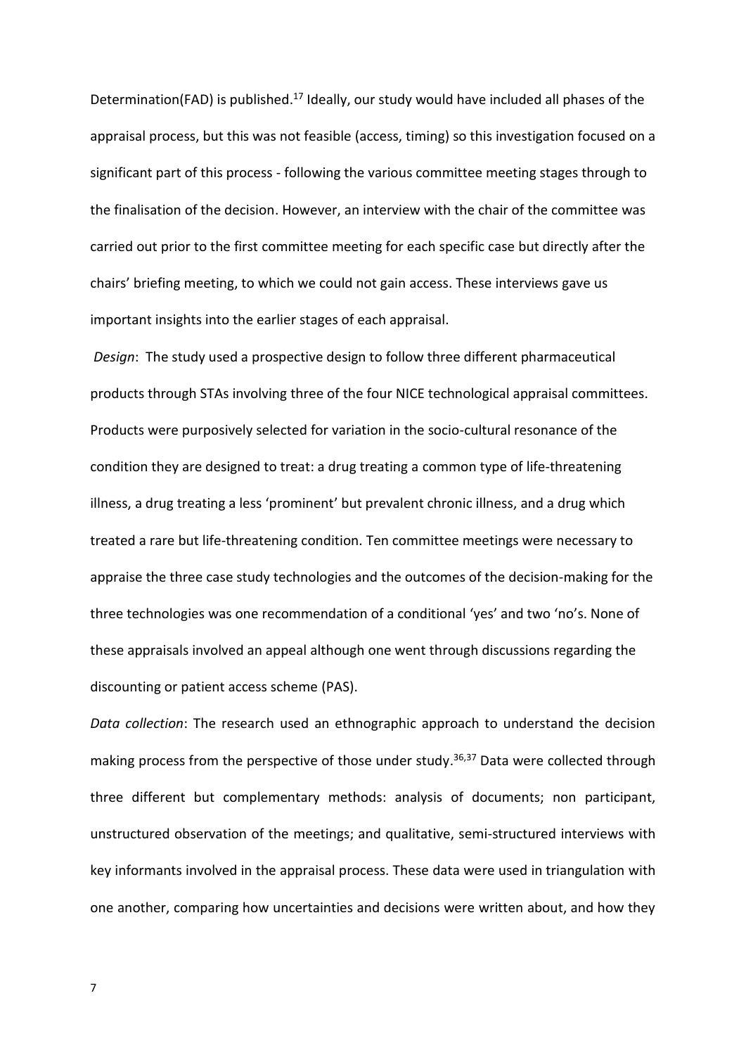Determination(FAD) is published.[17] Ideally, our study would have included all phases of the appraisal process, but this was not feasible (access, timing) so this investigation focused on a significant part of this process - following the various committee meeting stages through to the finalisation of the decision. However, an interview with the chair of the committee was carried out prior to the first committee meeting for each specific case but directly after the chairs' briefing meeting, to which we could not gain access. These interviews gave us important insights into the earlier stages of each appraisal.

*Design*: The study used a prospective design to follow three different pharmaceutical products through STAs involving three of the four NICE technological appraisal committees. Products were purposively selected for variation in the socio-cultural resonance of the condition they are designed to treat: a drug treating a common type of life-threatening illness, a drug treating a less 'prominent' but prevalent chronic illness, and a drug which treated a rare but life-threatening condition. Ten committee meetings were necessary to appraise the three case study technologies and the outcomes of the decision-making for the three technologies was one recommendation of a conditional 'yes' and two 'no's. None of these appraisals involved an appeal although one went through discussions regarding the discounting or patient access scheme (PAS).

*Data collection*: The research used an ethnographic approach to understand the decision making process from the perspective of those under study.[36,37] Data were collected through three different but complementary methods: analysis of documents; non participant, unstructured observation of the meetings; and qualitative, semi-structured interviews with key informants involved in the appraisal process. These data were used in triangulation with one another, comparing how uncertainties and decisions were written about, and how they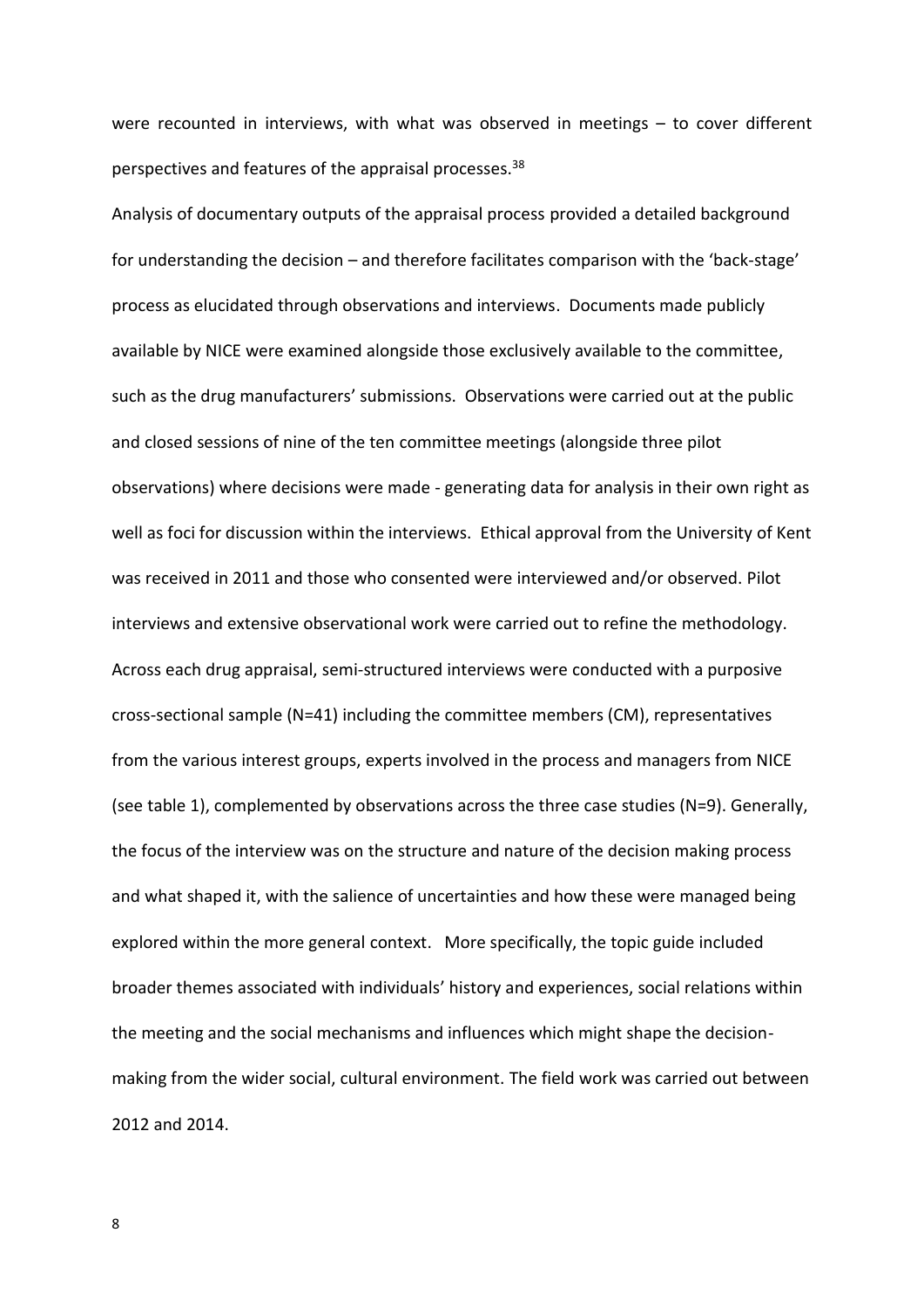were recounted in interviews, with what was observed in meetings – to cover different perspectives and features of the appraisal processes.[38]

Analysis of documentary outputs of the appraisal process provided a detailed background for understanding the decision – and therefore facilitates comparison with the 'back-stage' process as elucidated through observations and interviews. Documents made publicly available by NICE were examined alongside those exclusively available to the committee, such as the drug manufacturers' submissions. Observations were carried out at the public and closed sessions of nine of the ten committee meetings (alongside three pilot observations) where decisions were made - generating data for analysis in their own right as well as foci for discussion within the interviews. Ethical approval from the University of Kent was received in 2011 and those who consented were interviewed and/or observed. Pilot interviews and extensive observational work were carried out to refine the methodology. Across each drug appraisal, semi-structured interviews were conducted with a purposive cross-sectional sample (N=41) including the committee members (CM), representatives from the various interest groups, experts involved in the process and managers from NICE (see table 1), complemented by observations across the three case studies (N=9). Generally, the focus of the interview was on the structure and nature of the decision making process and what shaped it, with the salience of uncertainties and how these were managed being explored within the more general context. More specifically, the topic guide included broader themes associated with individuals' history and experiences, social relations within the meeting and the social mechanisms and influences which might shape the decision-making from the wider social, cultural environment. The field work was carried out between 2012 and 2014.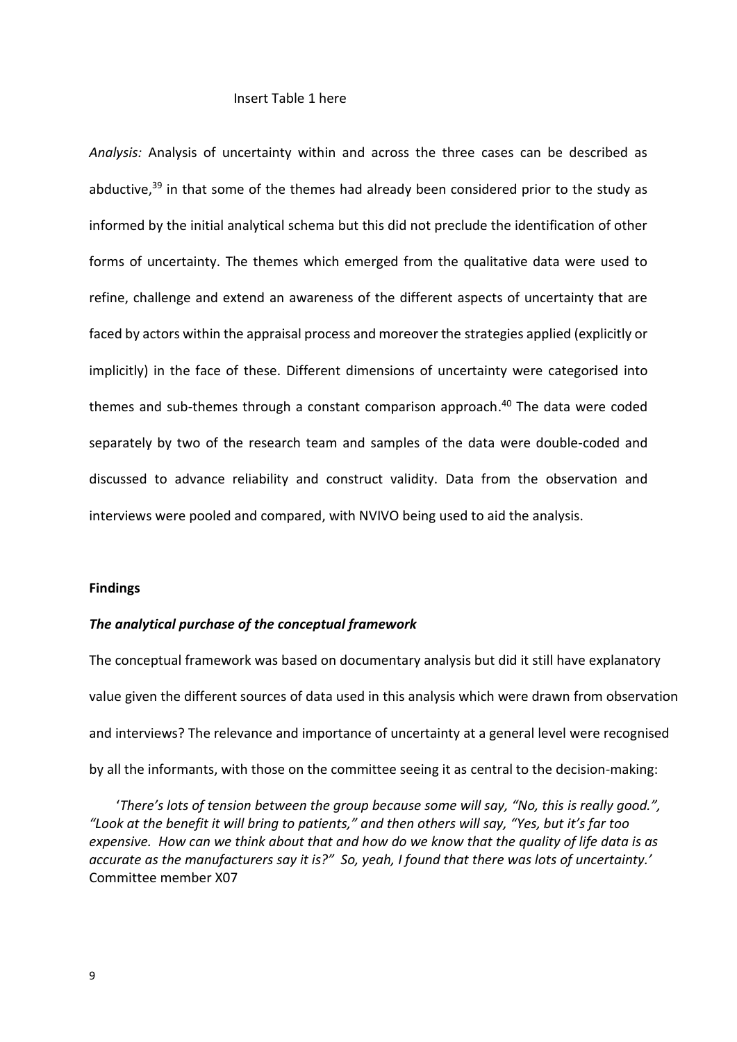Insert Table 1 here

*Analysis:* Analysis of uncertainty within and across the three cases can be described as abductive,[39] in that some of the themes had already been considered prior to the study as informed by the initial analytical schema but this did not preclude the identification of other forms of uncertainty. The themes which emerged from the qualitative data were used to refine, challenge and extend an awareness of the different aspects of uncertainty that are faced by actors within the appraisal process and moreover the strategies applied (explicitly or implicitly) in the face of these. Different dimensions of uncertainty were categorised into themes and sub-themes through a constant comparison approach.[40] The data were coded separately by two of the research team and samples of the data were double-coded and discussed to advance reliability and construct validity. Data from the observation and interviews were pooled and compared, with NVIVO being used to aid the analysis.

## Findings

### *The analytical purchase of the conceptual framework*

The conceptual framework was based on documentary analysis but did it still have explanatory value given the different sources of data used in this analysis which were drawn from observation and interviews? The relevance and importance of uncertainty at a general level were recognised by all the informants, with those on the committee seeing it as central to the decision-making:

> '*There's lots of tension between the group because some will say, "No, this is really good.", "Look at the benefit it will bring to patients," and then others will say, "Yes, but it's far too expensive. How can we think about that and how do we know that the quality of life data is as accurate as the manufacturers say it is?" So, yeah, I found that there was lots of uncertainty.'* Committee member X07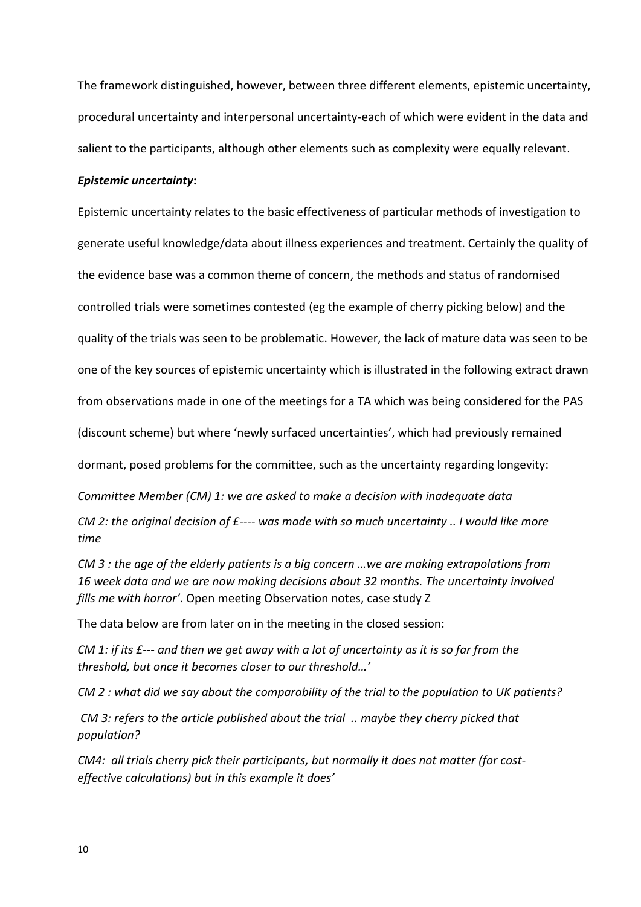The framework distinguished, however, between three different elements, epistemic uncertainty, procedural uncertainty and interpersonal uncertainty-each of which were evident in the data and salient to the participants, although other elements such as complexity were equally relevant.

***Epistemic uncertainty*:**

Epistemic uncertainty relates to the basic effectiveness of particular methods of investigation to generate useful knowledge/data about illness experiences and treatment. Certainly the quality of the evidence base was a common theme of concern, the methods and status of randomised controlled trials were sometimes contested (eg the example of cherry picking below) and the quality of the trials was seen to be problematic. However, the lack of mature data was seen to be one of the key sources of epistemic uncertainty which is illustrated in the following extract drawn from observations made in one of the meetings for a TA which was being considered for the PAS (discount scheme) but where 'newly surfaced uncertainties', which had previously remained dormant, posed problems for the committee, such as the uncertainty regarding longevity:

*Committee Member (CM) 1: we are asked to make a decision with inadequate data*

*CM 2: the original decision of £---- was made with so much uncertainty .. I would like more time*

*CM 3 : the age of the elderly patients is a big concern …we are making extrapolations from 16 week data and we are now making decisions about 32 months. The uncertainty involved fills me with horror'*. Open meeting Observation notes, case study Z

The data below are from later on in the meeting in the closed session:

*CM 1: if its £--- and then we get away with a lot of uncertainty as it is so far from the threshold, but once it becomes closer to our threshold…'*

*CM 2 : what did we say about the comparability of the trial to the population to UK patients?*

*CM 3: refers to the article published about the trial .. maybe they cherry picked that population?*

*CM4: all trials cherry pick their participants, but normally it does not matter (for cost-effective calculations) but in this example it does'*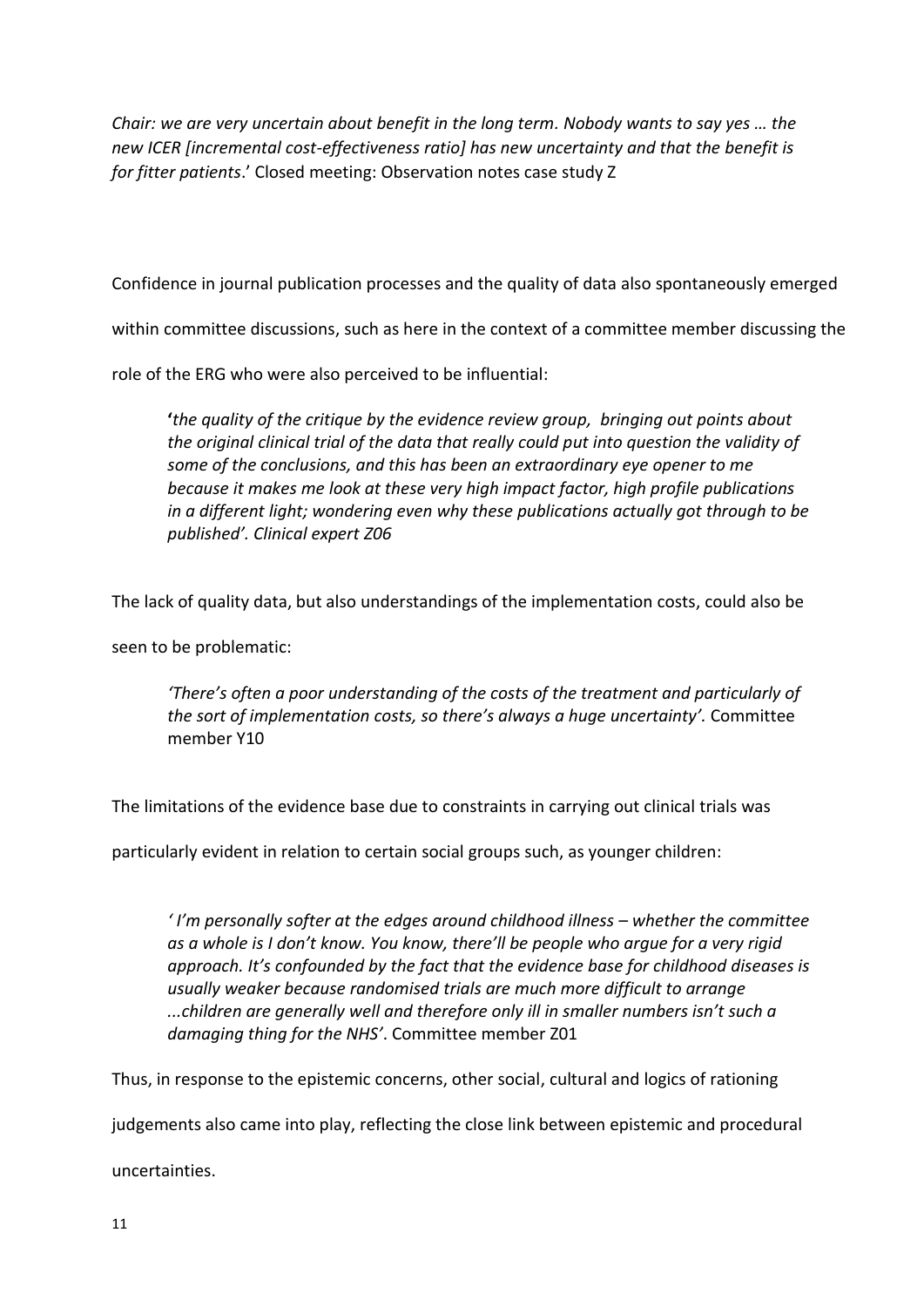*Chair: we are very uncertain about benefit in the long term. Nobody wants to say yes … the new ICER [incremental cost-effectiveness ratio] has new uncertainty and that the benefit is for fitter patients*.' Closed meeting: Observation notes case study Z

Confidence in journal publication processes and the quality of data also spontaneously emerged within committee discussions, such as here in the context of a committee member discussing the role of the ERG who were also perceived to be influential:

> **'***the quality of the critique by the evidence review group, bringing out points about the original clinical trial of the data that really could put into question the validity of some of the conclusions, and this has been an extraordinary eye opener to me because it makes me look at these very high impact factor, high profile publications in a different light; wondering even why these publications actually got through to be published'. Clinical expert Z06*

The lack of quality data, but also understandings of the implementation costs, could also be seen to be problematic:

> *'There's often a poor understanding of the costs of the treatment and particularly of the sort of implementation costs, so there's always a huge uncertainty'.* Committee member Y10

The limitations of the evidence base due to constraints in carrying out clinical trials was particularly evident in relation to certain social groups such, as younger children:

> *' I'm personally softer at the edges around childhood illness – whether the committee as a whole is I don't know. You know, there'll be people who argue for a very rigid approach. It's confounded by the fact that the evidence base for childhood diseases is usually weaker because randomised trials are much more difficult to arrange ...children are generally well and therefore only ill in smaller numbers isn't such a damaging thing for the NHS'*. Committee member Z01

Thus, in response to the epistemic concerns, other social, cultural and logics of rationing judgements also came into play, reflecting the close link between epistemic and procedural uncertainties.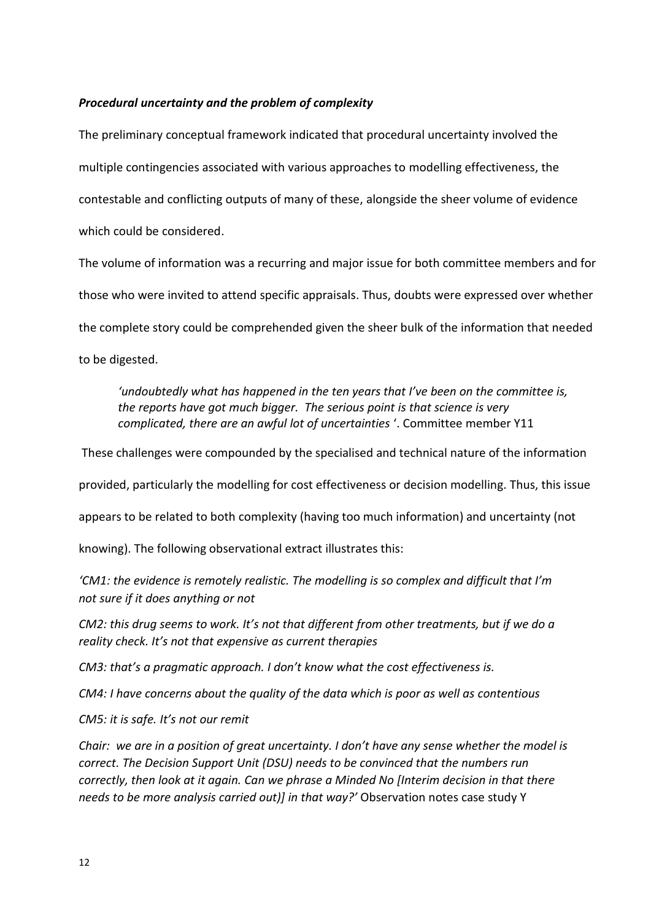### ***Procedural uncertainty and the problem of complexity***

The preliminary conceptual framework indicated that procedural uncertainty involved the multiple contingencies associated with various approaches to modelling effectiveness, the contestable and conflicting outputs of many of these, alongside the sheer volume of evidence which could be considered.

The volume of information was a recurring and major issue for both committee members and for those who were invited to attend specific appraisals. Thus, doubts were expressed over whether the complete story could be comprehended given the sheer bulk of the information that needed to be digested.

> *'undoubtedly what has happened in the ten years that I've been on the committee is, the reports have got much bigger. The serious point is that science is very complicated, there are an awful lot of uncertainties* '. Committee member Y11

These challenges were compounded by the specialised and technical nature of the information provided, particularly the modelling for cost effectiveness or decision modelling. Thus, this issue appears to be related to both complexity (having too much information) and uncertainty (not knowing). The following observational extract illustrates this:

*'CM1: the evidence is remotely realistic. The modelling is so complex and difficult that I'm not sure if it does anything or not*

*CM2: this drug seems to work. It's not that different from other treatments, but if we do a reality check. It's not that expensive as current therapies*

*CM3: that's a pragmatic approach. I don't know what the cost effectiveness is.*

*CM4: I have concerns about the quality of the data which is poor as well as contentious*

*CM5: it is safe. It's not our remit*

*Chair: we are in a position of great uncertainty. I don't have any sense whether the model is correct. The Decision Support Unit (DSU) needs to be convinced that the numbers run correctly, then look at it again. Can we phrase a Minded No [Interim decision in that there needs to be more analysis carried out)] in that way?'* Observation notes case study Y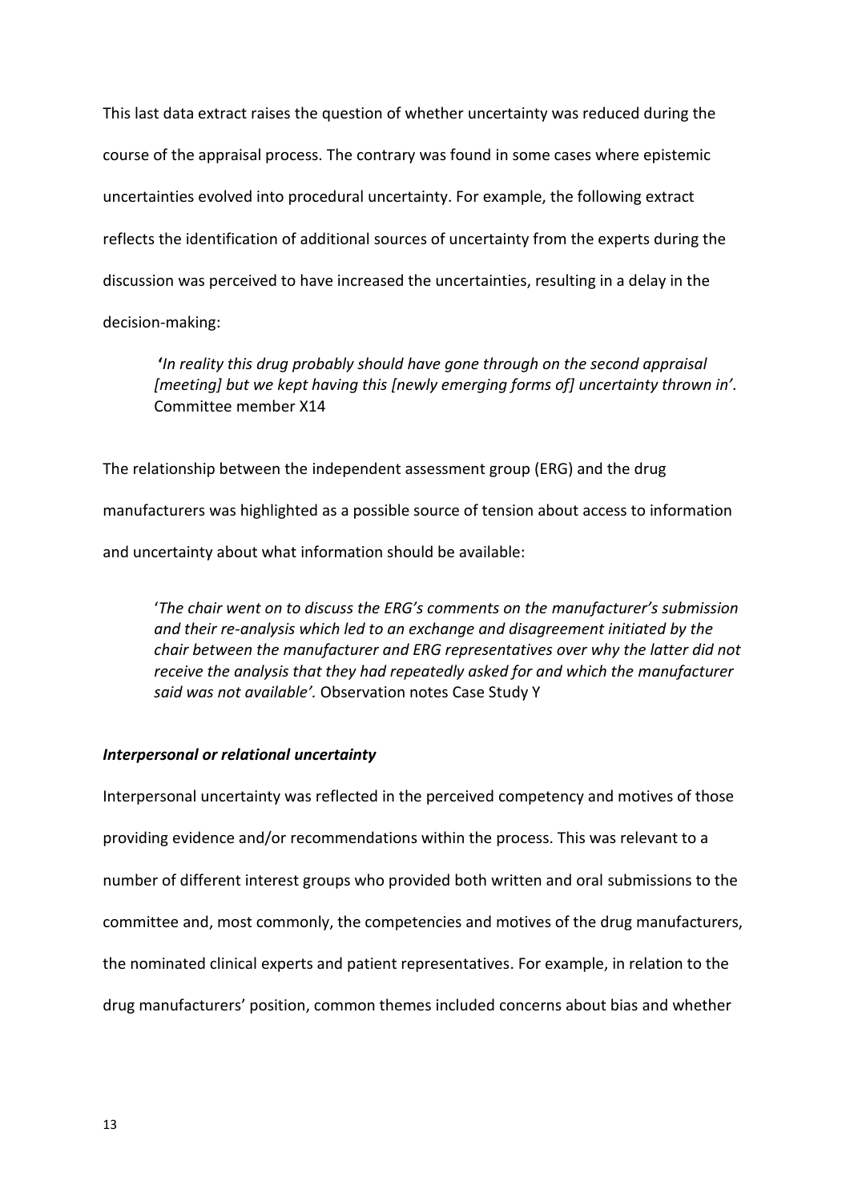This last data extract raises the question of whether uncertainty was reduced during the course of the appraisal process. The contrary was found in some cases where epistemic uncertainties evolved into procedural uncertainty. For example, the following extract reflects the identification of additional sources of uncertainty from the experts during the discussion was perceived to have increased the uncertainties, resulting in a delay in the decision-making:

> **'***In reality this drug probably should have gone through on the second appraisal [meeting] but we kept having this [newly emerging forms of] uncertainty thrown in'.* Committee member X14

The relationship between the independent assessment group (ERG) and the drug manufacturers was highlighted as a possible source of tension about access to information and uncertainty about what information should be available:

> '*The chair went on to discuss the ERG's comments on the manufacturer's submission and their re-analysis which led to an exchange and disagreement initiated by the chair between the manufacturer and ERG representatives over why the latter did not receive the analysis that they had repeatedly asked for and which the manufacturer said was not available'.* Observation notes Case Study Y

### *Interpersonal or relational uncertainty*

Interpersonal uncertainty was reflected in the perceived competency and motives of those providing evidence and/or recommendations within the process. This was relevant to a number of different interest groups who provided both written and oral submissions to the committee and, most commonly, the competencies and motives of the drug manufacturers, the nominated clinical experts and patient representatives. For example, in relation to the drug manufacturers' position, common themes included concerns about bias and whether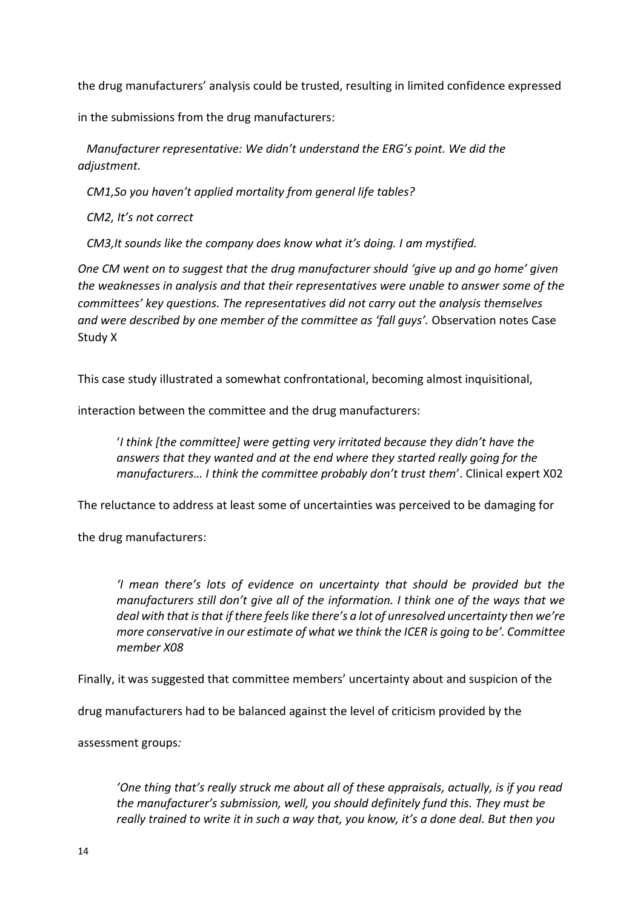the drug manufacturers' analysis could be trusted, resulting in limited confidence expressed in the submissions from the drug manufacturers:

> *Manufacturer representative: We didn't understand the ERG's point. We did the adjustment.*
>
> *CM1,So you haven't applied mortality from general life tables?*
>
> *CM2, It's not correct*
>
> *CM3,It sounds like the company does know what it's doing. I am mystified.*
>
> *One CM went on to suggest that the drug manufacturer should 'give up and go home' given the weaknesses in analysis and that their representatives were unable to answer some of the committees' key questions. The representatives did not carry out the analysis themselves and were described by one member of the committee as 'fall guys'.* Observation notes Case Study X

This case study illustrated a somewhat confrontational, becoming almost inquisitional, interaction between the committee and the drug manufacturers:

> '*I think [the committee] were getting very irritated because they didn't have the answers that they wanted and at the end where they started really going for the manufacturers… I think the committee probably don't trust them*'. Clinical expert X02

The reluctance to address at least some of uncertainties was perceived to be damaging for the drug manufacturers:

> *'I mean there's lots of evidence on uncertainty that should be provided but the manufacturers still don't give all of the information. I think one of the ways that we deal with that is that if there feels like there's a lot of unresolved uncertainty then we're more conservative in our estimate of what we think the ICER is going to be'. Committee member X08*

Finally, it was suggested that committee members' uncertainty about and suspicion of the drug manufacturers had to be balanced against the level of criticism provided by the assessment groups*:*

> *'One thing that's really struck me about all of these appraisals, actually, is if you read the manufacturer's submission, well, you should definitely fund this. They must be really trained to write it in such a way that, you know, it's a done deal. But then you*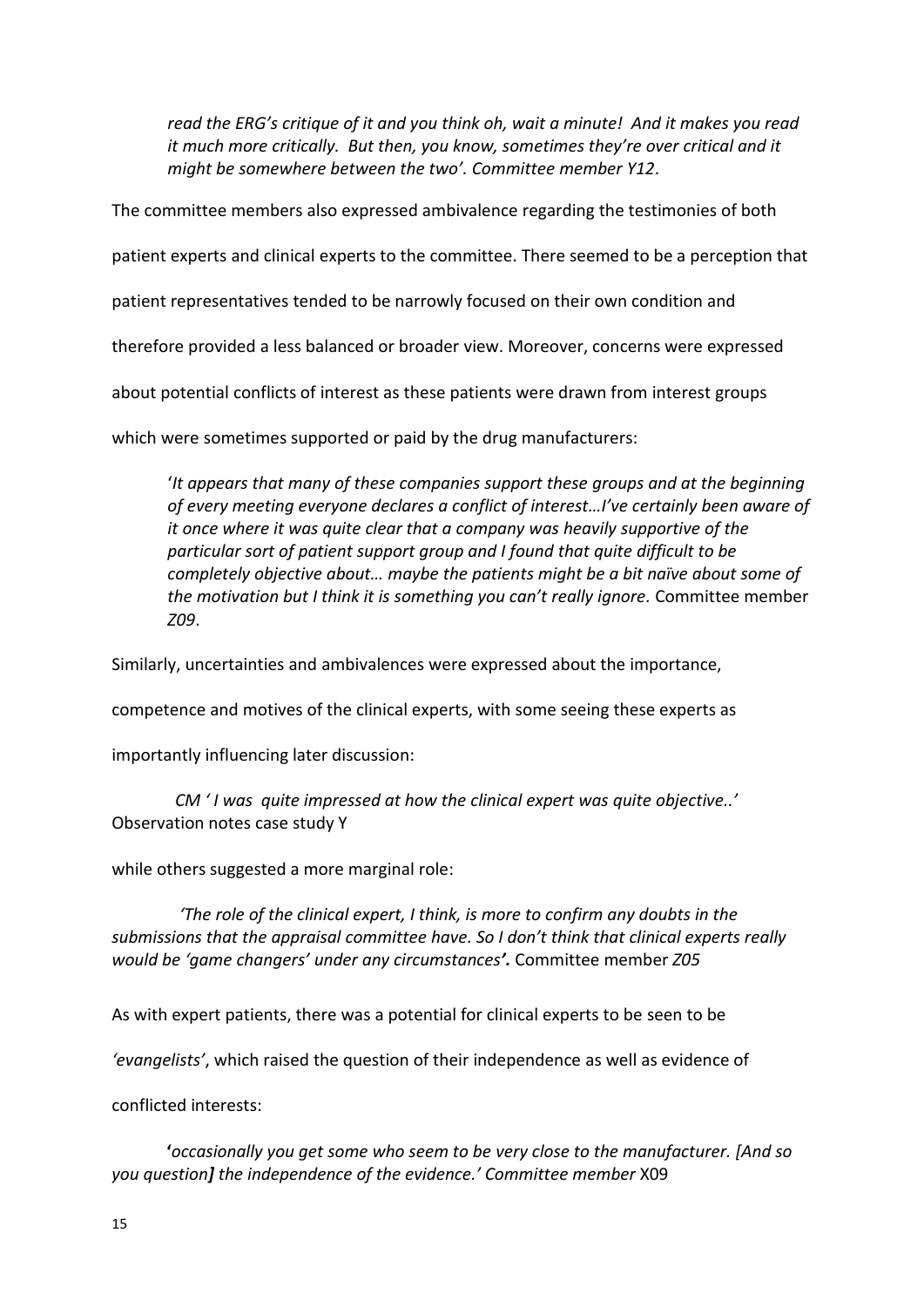> *read the ERG's critique of it and you think oh, wait a minute! And it makes you read it much more critically. But then, you know, sometimes they're over critical and it might be somewhere between the two'. Committee member Y12*.

The committee members also expressed ambivalence regarding the testimonies of both patient experts and clinical experts to the committee. There seemed to be a perception that patient representatives tended to be narrowly focused on their own condition and therefore provided a less balanced or broader view. Moreover, concerns were expressed about potential conflicts of interest as these patients were drawn from interest groups which were sometimes supported or paid by the drug manufacturers:

> '*It appears that many of these companies support these groups and at the beginning of every meeting everyone declares a conflict of interest…I've certainly been aware of it once where it was quite clear that a company was heavily supportive of the particular sort of patient support group and I found that quite difficult to be completely objective about… maybe the patients might be a bit naïve about some of the motivation but I think it is something you can't really ignore.* Committee member *Z09*.

Similarly, uncertainties and ambivalences were expressed about the importance, competence and motives of the clinical experts, with some seeing these experts as importantly influencing later discussion:

> *CM ' I was quite impressed at how the clinical expert was quite objective..'* Observation notes case study Y

while others suggested a more marginal role:

> *'The role of the clinical expert, I think, is more to confirm any doubts in the submissions that the appraisal committee have. So I don't think that clinical experts really would be 'game changers' under any circumstances'***.** Committee member *Z05*

As with expert patients, there was a potential for clinical experts to be seen to be *'evangelists'*, which raised the question of their independence as well as evidence of conflicted interests:

> **'***occasionally you get some who seem to be very close to the manufacturer. [And so you question***]** *the independence of the evidence.' Committee member* X09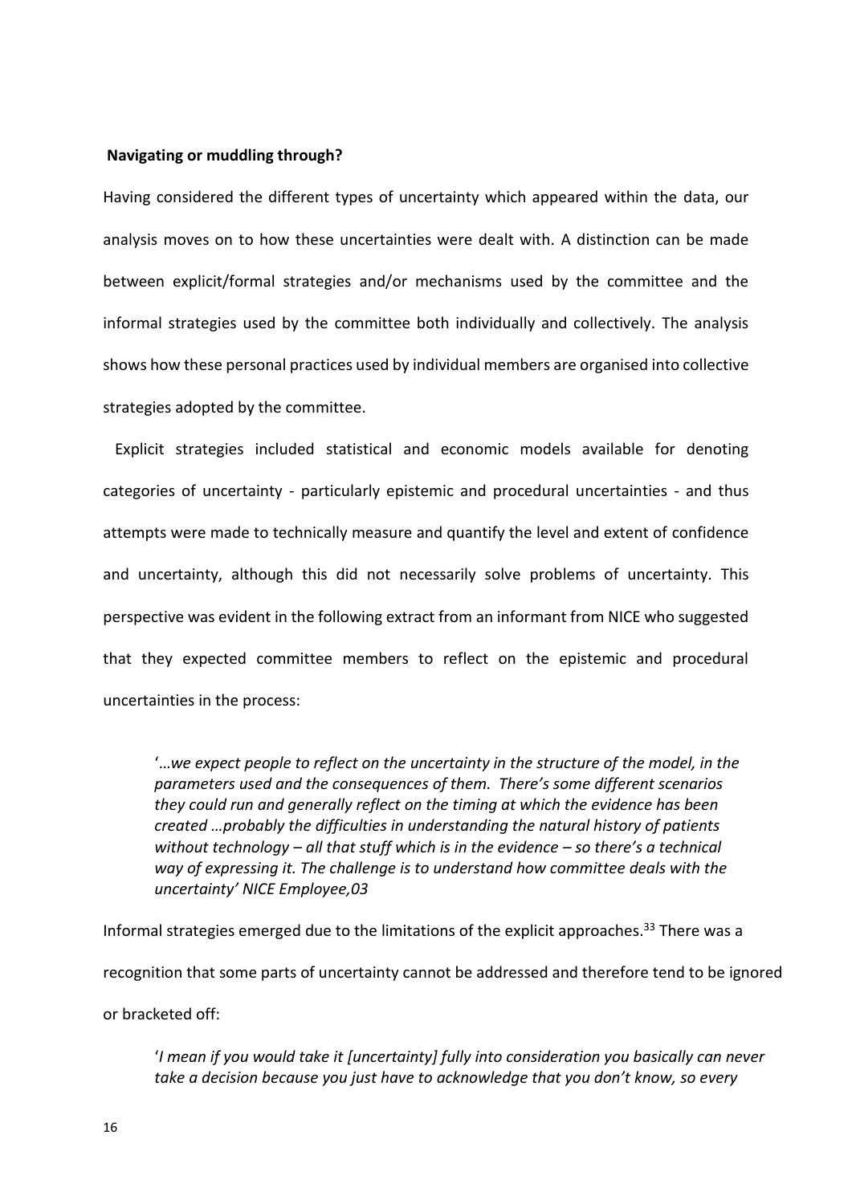**Navigating or muddling through?**

Having considered the different types of uncertainty which appeared within the data, our analysis moves on to how these uncertainties were dealt with. A distinction can be made between explicit/formal strategies and/or mechanisms used by the committee and the informal strategies used by the committee both individually and collectively. The analysis shows how these personal practices used by individual members are organised into collective strategies adopted by the committee.

Explicit strategies included statistical and economic models available for denoting categories of uncertainty - particularly epistemic and procedural uncertainties - and thus attempts were made to technically measure and quantify the level and extent of confidence and uncertainty, although this did not necessarily solve problems of uncertainty. This perspective was evident in the following extract from an informant from NICE who suggested that they expected committee members to reflect on the epistemic and procedural uncertainties in the process:

> '*…we expect people to reflect on the uncertainty in the structure of the model, in the parameters used and the consequences of them. There's some different scenarios they could run and generally reflect on the timing at which the evidence has been created …probably the difficulties in understanding the natural history of patients without technology – all that stuff which is in the evidence – so there's a technical way of expressing it. The challenge is to understand how committee deals with the uncertainty' NICE Employee,03*

Informal strategies emerged due to the limitations of the explicit approaches.[33] There was a recognition that some parts of uncertainty cannot be addressed and therefore tend to be ignored or bracketed off:

> '*I mean if you would take it [uncertainty] fully into consideration you basically can never take a decision because you just have to acknowledge that you don't know, so every*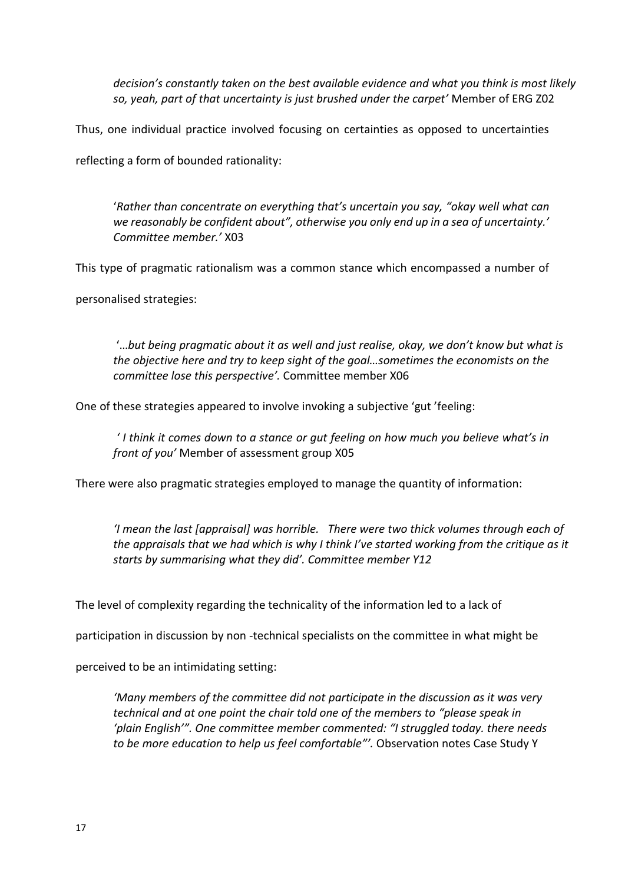*decision's constantly taken on the best available evidence and what you think is most likely so, yeah, part of that uncertainty is just brushed under the carpet'* Member of ERG Z02

Thus, one individual practice involved focusing on certainties as opposed to uncertainties reflecting a form of bounded rationality:

> '*Rather than concentrate on everything that's uncertain you say, "okay well what can we reasonably be confident about", otherwise you only end up in a sea of uncertainty.' Committee member.'* X03

This type of pragmatic rationalism was a common stance which encompassed a number of personalised strategies:

> '*…but being pragmatic about it as well and just realise, okay, we don't know but what is the objective here and try to keep sight of the goal…sometimes the economists on the committee lose this perspective'.* Committee member X06

One of these strategies appeared to involve invoking a subjective 'gut 'feeling:

> *' I think it comes down to a stance or gut feeling on how much you believe what's in front of you'* Member of assessment group X05

There were also pragmatic strategies employed to manage the quantity of information:

> *'I mean the last [appraisal] was horrible. There were two thick volumes through each of the appraisals that we had which is why I think I've started working from the critique as it starts by summarising what they did'. Committee member Y12*

The level of complexity regarding the technicality of the information led to a lack of participation in discussion by non -technical specialists on the committee in what might be perceived to be an intimidating setting:

> *'Many members of the committee did not participate in the discussion as it was very technical and at one point the chair told one of the members to "please speak in 'plain English'". One committee member commented: "I struggled today. there needs to be more education to help us feel comfortable"'.* Observation notes Case Study Y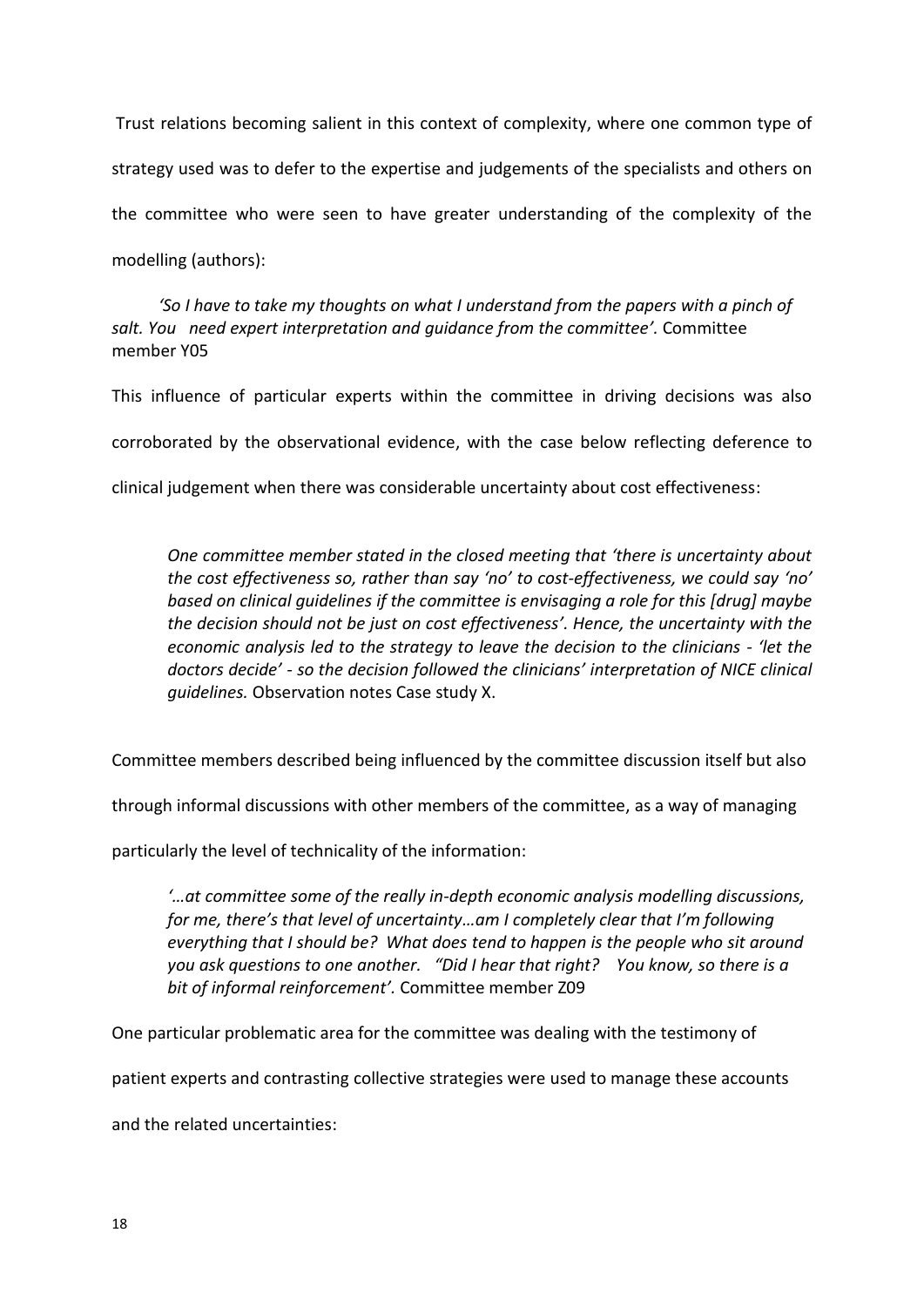Trust relations becoming salient in this context of complexity, where one common type of strategy used was to defer to the expertise and judgements of the specialists and others on the committee who were seen to have greater understanding of the complexity of the modelling (authors):

> *'So I have to take my thoughts on what I understand from the papers with a pinch of salt. You need expert interpretation and guidance from the committee'.* Committee member Y05

This influence of particular experts within the committee in driving decisions was also corroborated by the observational evidence, with the case below reflecting deference to clinical judgement when there was considerable uncertainty about cost effectiveness:

> *One committee member stated in the closed meeting that 'there is uncertainty about the cost effectiveness so, rather than say 'no' to cost-effectiveness, we could say 'no' based on clinical guidelines if the committee is envisaging a role for this [drug] maybe the decision should not be just on cost effectiveness'. Hence, the uncertainty with the economic analysis led to the strategy to leave the decision to the clinicians - 'let the doctors decide' - so the decision followed the clinicians' interpretation of NICE clinical guidelines.* Observation notes Case study X.

Committee members described being influenced by the committee discussion itself but also through informal discussions with other members of the committee, as a way of managing particularly the level of technicality of the information:

> *'…at committee some of the really in-depth economic analysis modelling discussions, for me, there's that level of uncertainty…am I completely clear that I'm following everything that I should be? What does tend to happen is the people who sit around you ask questions to one another. "Did I hear that right? You know, so there is a bit of informal reinforcement'.* Committee member Z09

One particular problematic area for the committee was dealing with the testimony of patient experts and contrasting collective strategies were used to manage these accounts and the related uncertainties: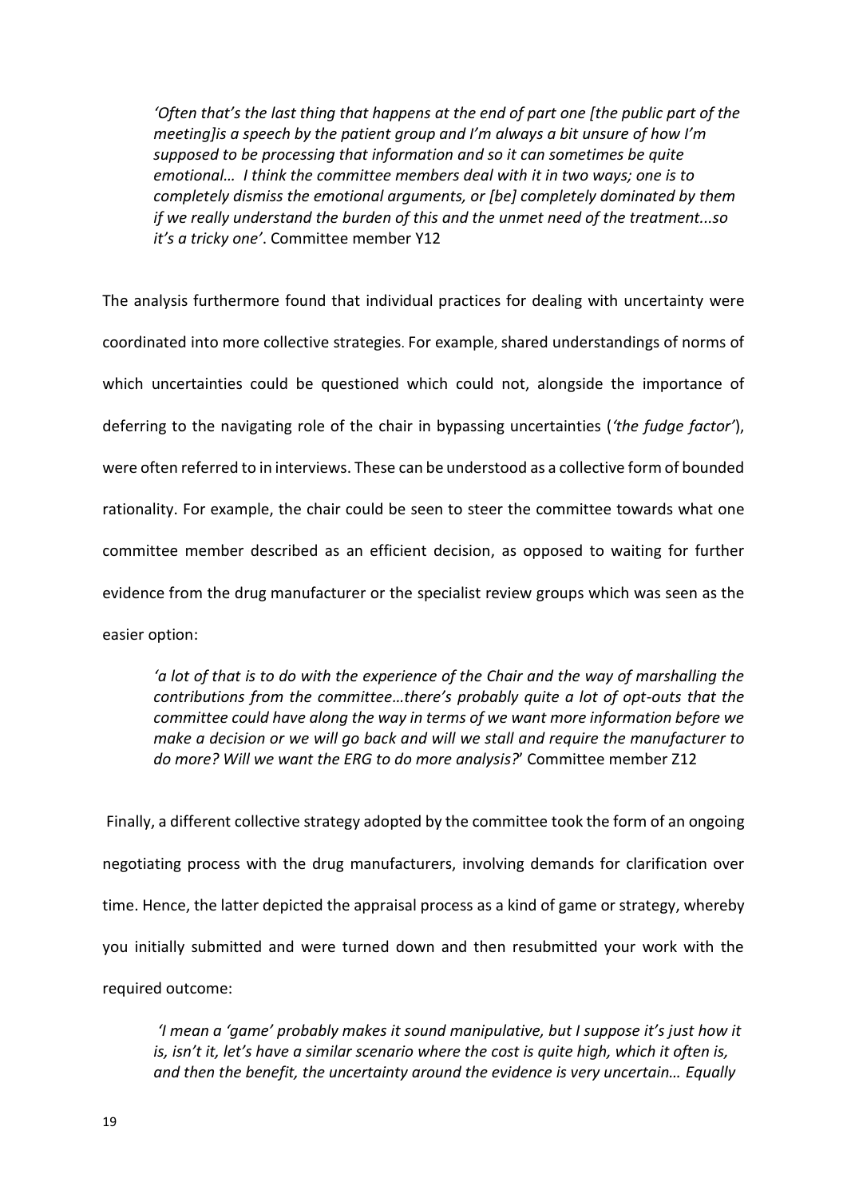> *'Often that's the last thing that happens at the end of part one [the public part of the meeting]is a speech by the patient group and I'm always a bit unsure of how I'm supposed to be processing that information and so it can sometimes be quite emotional… I think the committee members deal with it in two ways; one is to completely dismiss the emotional arguments, or [be] completely dominated by them if we really understand the burden of this and the unmet need of the treatment...so it's a tricky one'*. Committee member Y12

The analysis furthermore found that individual practices for dealing with uncertainty were coordinated into more collective strategies. For example, shared understandings of norms of which uncertainties could be questioned which could not, alongside the importance of deferring to the navigating role of the chair in bypassing uncertainties (*'the fudge factor'*), were often referred to in interviews. These can be understood as a collective form of bounded rationality. For example, the chair could be seen to steer the committee towards what one committee member described as an efficient decision, as opposed to waiting for further evidence from the drug manufacturer or the specialist review groups which was seen as the easier option:

> *'a lot of that is to do with the experience of the Chair and the way of marshalling the contributions from the committee…there's probably quite a lot of opt-outs that the committee could have along the way in terms of we want more information before we make a decision or we will go back and will we stall and require the manufacturer to do more? Will we want the ERG to do more analysis?*' Committee member Z12

Finally, a different collective strategy adopted by the committee took the form of an ongoing negotiating process with the drug manufacturers, involving demands for clarification over time. Hence, the latter depicted the appraisal process as a kind of game or strategy, whereby you initially submitted and were turned down and then resubmitted your work with the required outcome:

> *'I mean a 'game' probably makes it sound manipulative, but I suppose it's just how it is, isn't it, let's have a similar scenario where the cost is quite high, which it often is, and then the benefit, the uncertainty around the evidence is very uncertain… Equally*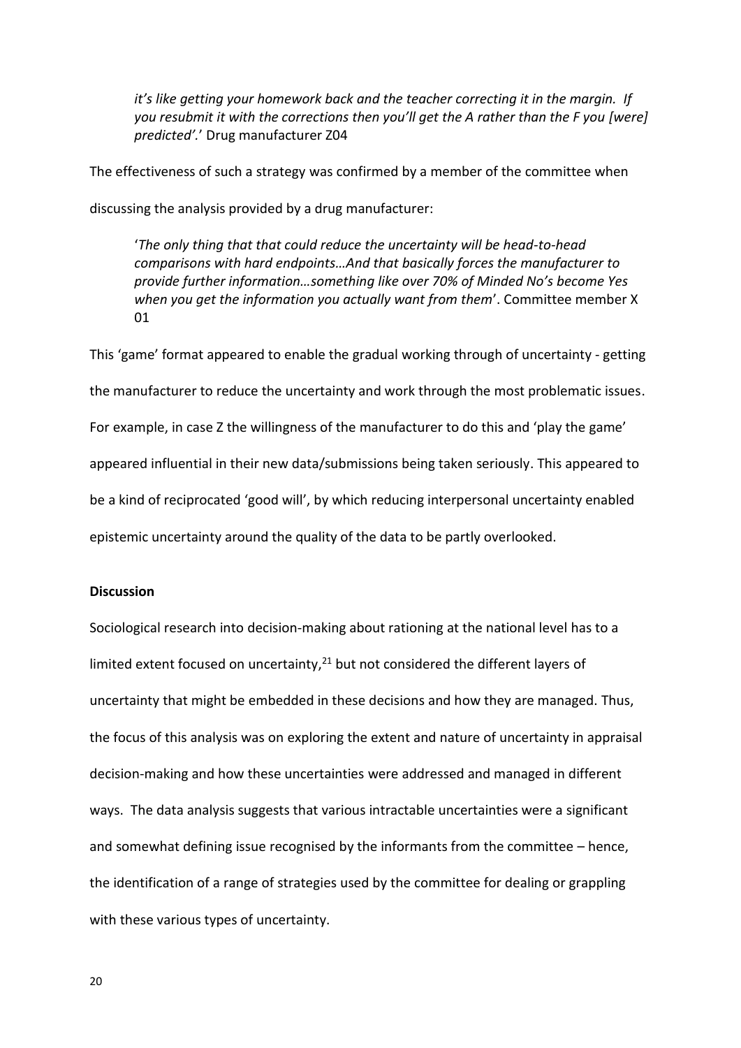*it's like getting your homework back and the teacher correcting it in the margin. If you resubmit it with the corrections then you'll get the A rather than the F you [were] predicted'.*' Drug manufacturer Z04

The effectiveness of such a strategy was confirmed by a member of the committee when discussing the analysis provided by a drug manufacturer:

> '*The only thing that that could reduce the uncertainty will be head-to-head comparisons with hard endpoints…And that basically forces the manufacturer to provide further information…something like over 70% of Minded No's become Yes when you get the information you actually want from them*'. Committee member X 01

This 'game' format appeared to enable the gradual working through of uncertainty - getting the manufacturer to reduce the uncertainty and work through the most problematic issues. For example, in case Z the willingness of the manufacturer to do this and 'play the game' appeared influential in their new data/submissions being taken seriously. This appeared to be a kind of reciprocated 'good will', by which reducing interpersonal uncertainty enabled epistemic uncertainty around the quality of the data to be partly overlooked.

**Discussion**

Sociological research into decision-making about rationing at the national level has to a limited extent focused on uncertainty,[21] but not considered the different layers of uncertainty that might be embedded in these decisions and how they are managed. Thus, the focus of this analysis was on exploring the extent and nature of uncertainty in appraisal decision-making and how these uncertainties were addressed and managed in different ways. The data analysis suggests that various intractable uncertainties were a significant and somewhat defining issue recognised by the informants from the committee – hence, the identification of a range of strategies used by the committee for dealing or grappling with these various types of uncertainty.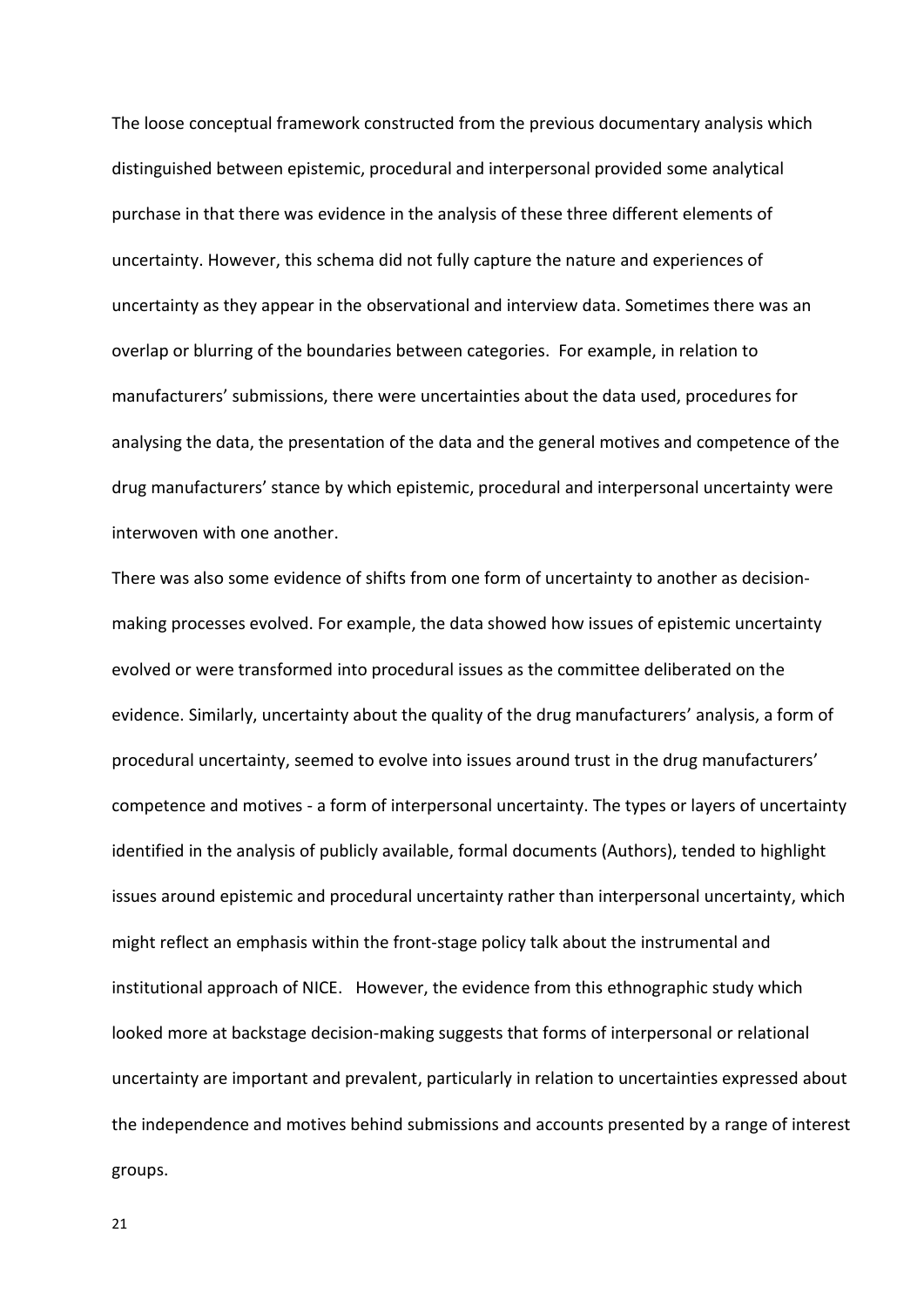The loose conceptual framework constructed from the previous documentary analysis which distinguished between epistemic, procedural and interpersonal provided some analytical purchase in that there was evidence in the analysis of these three different elements of uncertainty. However, this schema did not fully capture the nature and experiences of uncertainty as they appear in the observational and interview data. Sometimes there was an overlap or blurring of the boundaries between categories. For example, in relation to manufacturers' submissions, there were uncertainties about the data used, procedures for analysing the data, the presentation of the data and the general motives and competence of the drug manufacturers' stance by which epistemic, procedural and interpersonal uncertainty were interwoven with one another.

There was also some evidence of shifts from one form of uncertainty to another as decision-making processes evolved. For example, the data showed how issues of epistemic uncertainty evolved or were transformed into procedural issues as the committee deliberated on the evidence. Similarly, uncertainty about the quality of the drug manufacturers' analysis, a form of procedural uncertainty, seemed to evolve into issues around trust in the drug manufacturers' competence and motives - a form of interpersonal uncertainty. The types or layers of uncertainty identified in the analysis of publicly available, formal documents (Authors), tended to highlight issues around epistemic and procedural uncertainty rather than interpersonal uncertainty, which might reflect an emphasis within the front-stage policy talk about the instrumental and institutional approach of NICE. However, the evidence from this ethnographic study which looked more at backstage decision-making suggests that forms of interpersonal or relational uncertainty are important and prevalent, particularly in relation to uncertainties expressed about the independence and motives behind submissions and accounts presented by a range of interest groups.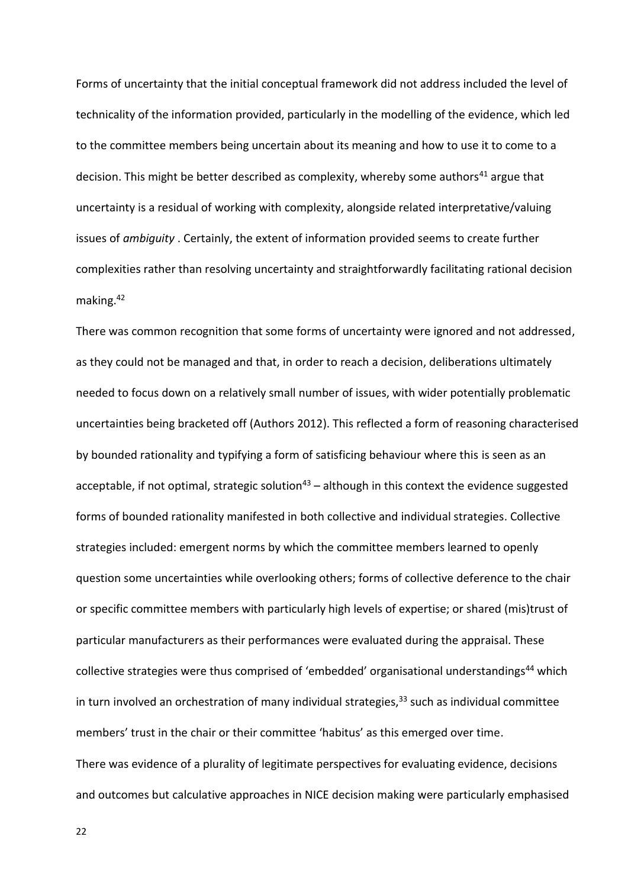Forms of uncertainty that the initial conceptual framework did not address included the level of technicality of the information provided, particularly in the modelling of the evidence, which led to the committee members being uncertain about its meaning and how to use it to come to a decision. This might be better described as complexity, whereby some authors[41] argue that uncertainty is a residual of working with complexity, alongside related interpretative/valuing issues of *ambiguity* . Certainly, the extent of information provided seems to create further complexities rather than resolving uncertainty and straightforwardly facilitating rational decision making.[42]

There was common recognition that some forms of uncertainty were ignored and not addressed, as they could not be managed and that, in order to reach a decision, deliberations ultimately needed to focus down on a relatively small number of issues, with wider potentially problematic uncertainties being bracketed off (Authors 2012). This reflected a form of reasoning characterised by bounded rationality and typifying a form of satisficing behaviour where this is seen as an acceptable, if not optimal, strategic solution[43] – although in this context the evidence suggested forms of bounded rationality manifested in both collective and individual strategies. Collective strategies included: emergent norms by which the committee members learned to openly question some uncertainties while overlooking others; forms of collective deference to the chair or specific committee members with particularly high levels of expertise; or shared (mis)trust of particular manufacturers as their performances were evaluated during the appraisal. These collective strategies were thus comprised of 'embedded' organisational understandings[44] which in turn involved an orchestration of many individual strategies,[33] such as individual committee members' trust in the chair or their committee 'habitus' as this emerged over time.

There was evidence of a plurality of legitimate perspectives for evaluating evidence, decisions and outcomes but calculative approaches in NICE decision making were particularly emphasised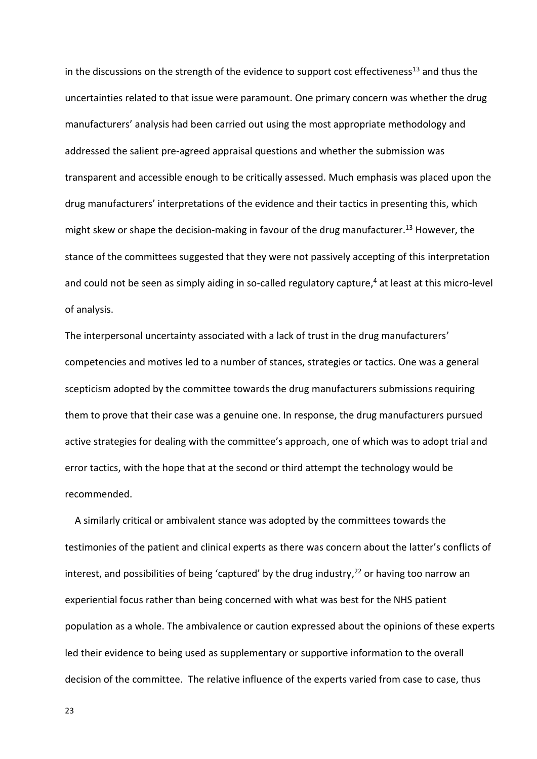in the discussions on the strength of the evidence to support cost effectiveness[13] and thus the uncertainties related to that issue were paramount. One primary concern was whether the drug manufacturers' analysis had been carried out using the most appropriate methodology and addressed the salient pre-agreed appraisal questions and whether the submission was transparent and accessible enough to be critically assessed. Much emphasis was placed upon the drug manufacturers' interpretations of the evidence and their tactics in presenting this, which might skew or shape the decision-making in favour of the drug manufacturer.[13] However, the stance of the committees suggested that they were not passively accepting of this interpretation and could not be seen as simply aiding in so-called regulatory capture,[4] at least at this micro-level of analysis.

The interpersonal uncertainty associated with a lack of trust in the drug manufacturers' competencies and motives led to a number of stances, strategies or tactics. One was a general scepticism adopted by the committee towards the drug manufacturers submissions requiring them to prove that their case was a genuine one. In response, the drug manufacturers pursued active strategies for dealing with the committee's approach, one of which was to adopt trial and error tactics, with the hope that at the second or third attempt the technology would be recommended.

A similarly critical or ambivalent stance was adopted by the committees towards the testimonies of the patient and clinical experts as there was concern about the latter's conflicts of interest, and possibilities of being 'captured' by the drug industry,[22] or having too narrow an experiential focus rather than being concerned with what was best for the NHS patient population as a whole. The ambivalence or caution expressed about the opinions of these experts led their evidence to being used as supplementary or supportive information to the overall decision of the committee. The relative influence of the experts varied from case to case, thus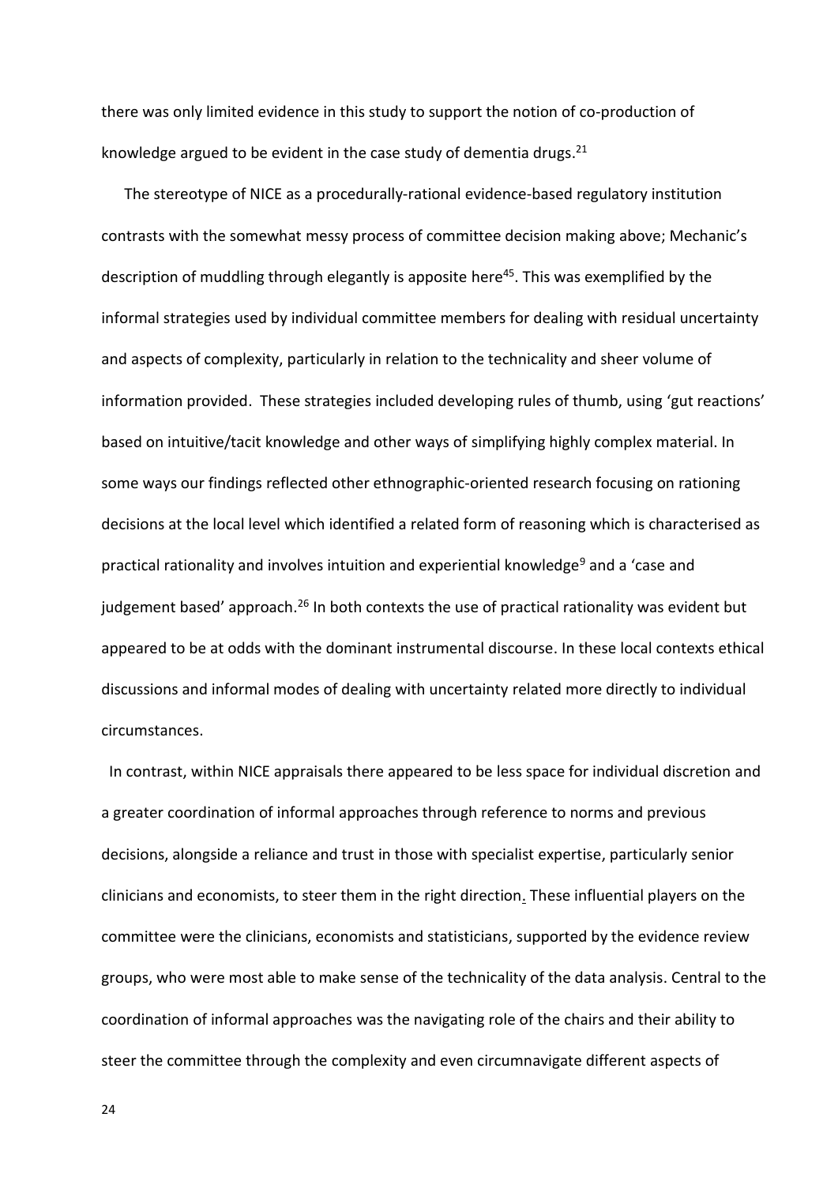there was only limited evidence in this study to support the notion of co-production of knowledge argued to be evident in the case study of dementia drugs.[21]

The stereotype of NICE as a procedurally-rational evidence-based regulatory institution contrasts with the somewhat messy process of committee decision making above; Mechanic's description of muddling through elegantly is apposite here[45]. This was exemplified by the informal strategies used by individual committee members for dealing with residual uncertainty and aspects of complexity, particularly in relation to the technicality and sheer volume of information provided. These strategies included developing rules of thumb, using 'gut reactions' based on intuitive/tacit knowledge and other ways of simplifying highly complex material. In some ways our findings reflected other ethnographic-oriented research focusing on rationing decisions at the local level which identified a related form of reasoning which is characterised as practical rationality and involves intuition and experiential knowledge[9] and a 'case and judgement based' approach.[26] In both contexts the use of practical rationality was evident but appeared to be at odds with the dominant instrumental discourse. In these local contexts ethical discussions and informal modes of dealing with uncertainty related more directly to individual circumstances.

In contrast, within NICE appraisals there appeared to be less space for individual discretion and a greater coordination of informal approaches through reference to norms and previous decisions, alongside a reliance and trust in those with specialist expertise, particularly senior clinicians and economists, to steer them in the right direction. These influential players on the committee were the clinicians, economists and statisticians, supported by the evidence review groups, who were most able to make sense of the technicality of the data analysis. Central to the coordination of informal approaches was the navigating role of the chairs and their ability to steer the committee through the complexity and even circumnavigate different aspects of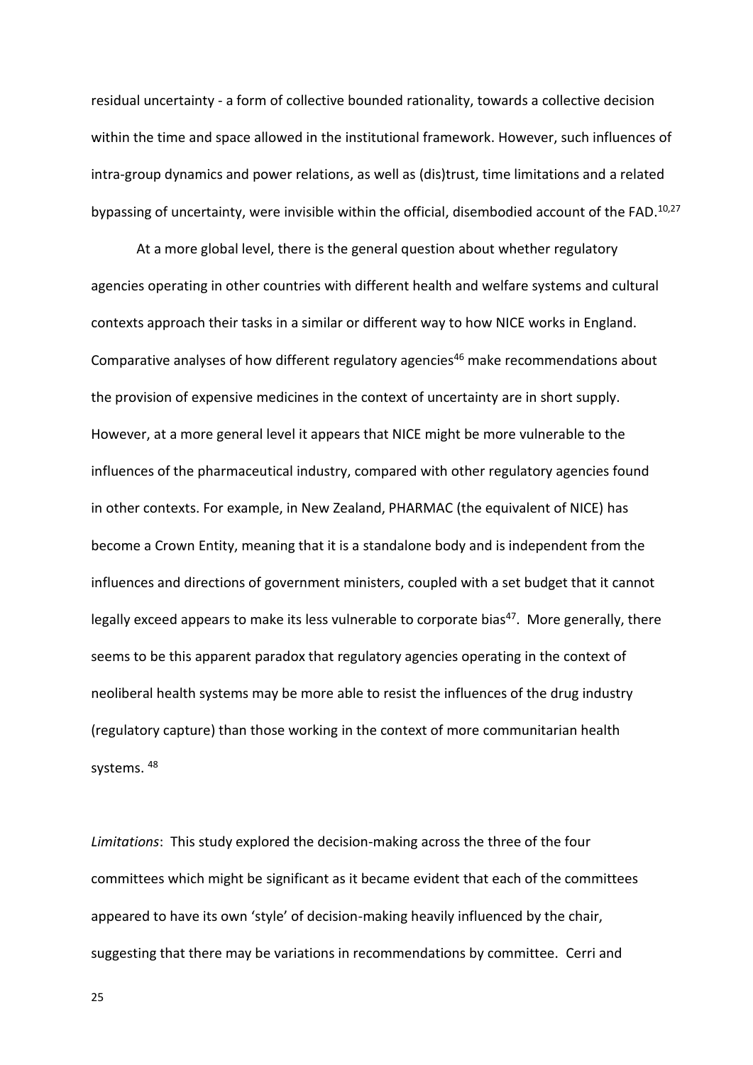residual uncertainty - a form of collective bounded rationality, towards a collective decision within the time and space allowed in the institutional framework. However, such influences of intra-group dynamics and power relations, as well as (dis)trust, time limitations and a related bypassing of uncertainty, were invisible within the official, disembodied account of the FAD.[10,27]

At a more global level, there is the general question about whether regulatory agencies operating in other countries with different health and welfare systems and cultural contexts approach their tasks in a similar or different way to how NICE works in England. Comparative analyses of how different regulatory agencies[46] make recommendations about the provision of expensive medicines in the context of uncertainty are in short supply. However, at a more general level it appears that NICE might be more vulnerable to the influences of the pharmaceutical industry, compared with other regulatory agencies found in other contexts. For example, in New Zealand, PHARMAC (the equivalent of NICE) has become a Crown Entity, meaning that it is a standalone body and is independent from the influences and directions of government ministers, coupled with a set budget that it cannot legally exceed appears to make its less vulnerable to corporate bias[47]. More generally, there seems to be this apparent paradox that regulatory agencies operating in the context of neoliberal health systems may be more able to resist the influences of the drug industry (regulatory capture) than those working in the context of more communitarian health systems. [48]

*Limitations*: This study explored the decision-making across the three of the four committees which might be significant as it became evident that each of the committees appeared to have its own 'style' of decision-making heavily influenced by the chair, suggesting that there may be variations in recommendations by committee. Cerri and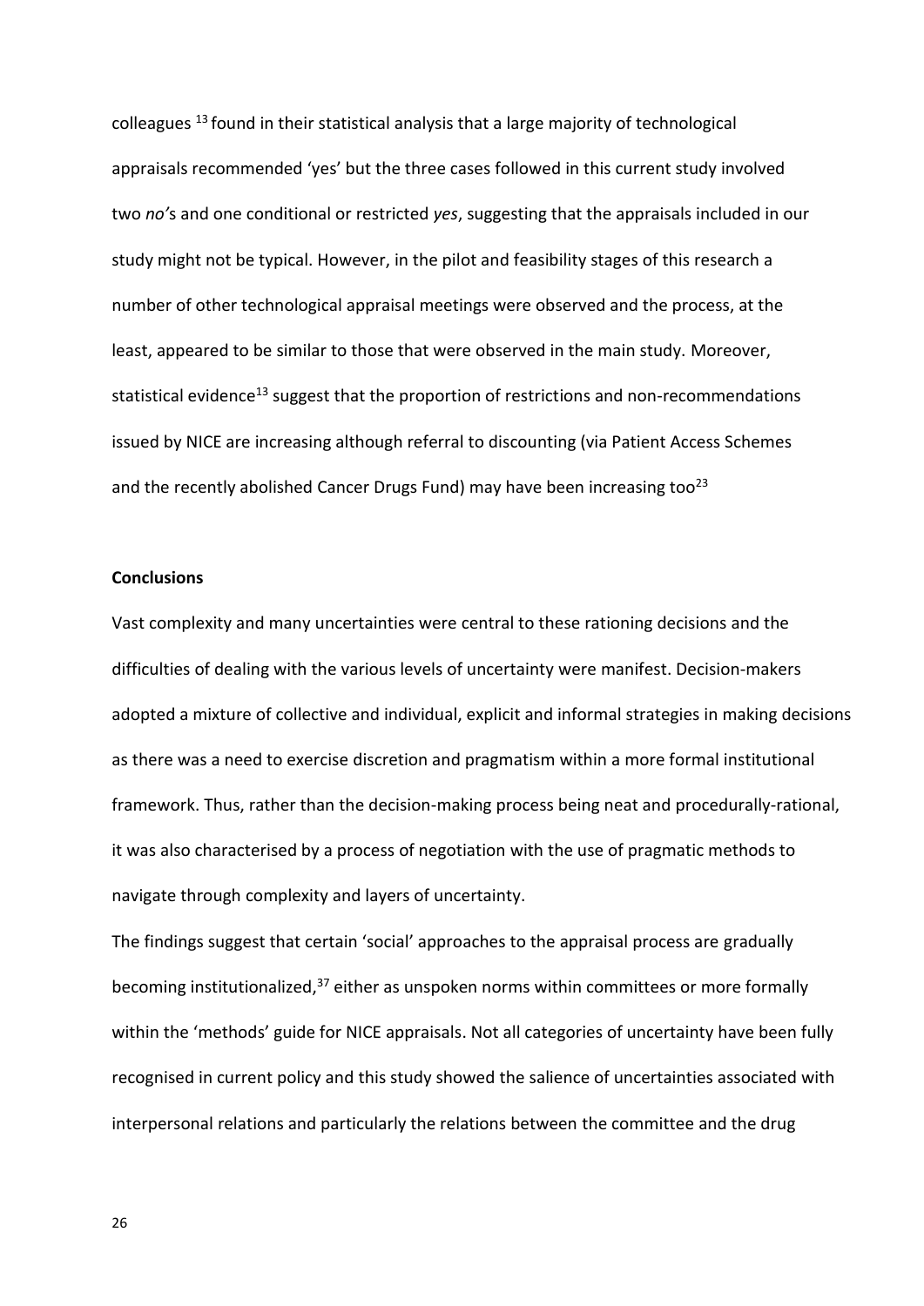colleagues [13] found in their statistical analysis that a large majority of technological appraisals recommended 'yes' but the three cases followed in this current study involved two *no'*s and one conditional or restricted *yes*, suggesting that the appraisals included in our study might not be typical. However, in the pilot and feasibility stages of this research a number of other technological appraisal meetings were observed and the process, at the least, appeared to be similar to those that were observed in the main study. Moreover, statistical evidence[13] suggest that the proportion of restrictions and non-recommendations issued by NICE are increasing although referral to discounting (via Patient Access Schemes and the recently abolished Cancer Drugs Fund) may have been increasing too[23]

**Conclusions**

Vast complexity and many uncertainties were central to these rationing decisions and the difficulties of dealing with the various levels of uncertainty were manifest. Decision-makers adopted a mixture of collective and individual, explicit and informal strategies in making decisions as there was a need to exercise discretion and pragmatism within a more formal institutional framework. Thus, rather than the decision-making process being neat and procedurally-rational, it was also characterised by a process of negotiation with the use of pragmatic methods to navigate through complexity and layers of uncertainty.

The findings suggest that certain 'social' approaches to the appraisal process are gradually becoming institutionalized,[37] either as unspoken norms within committees or more formally within the 'methods' guide for NICE appraisals. Not all categories of uncertainty have been fully recognised in current policy and this study showed the salience of uncertainties associated with interpersonal relations and particularly the relations between the committee and the drug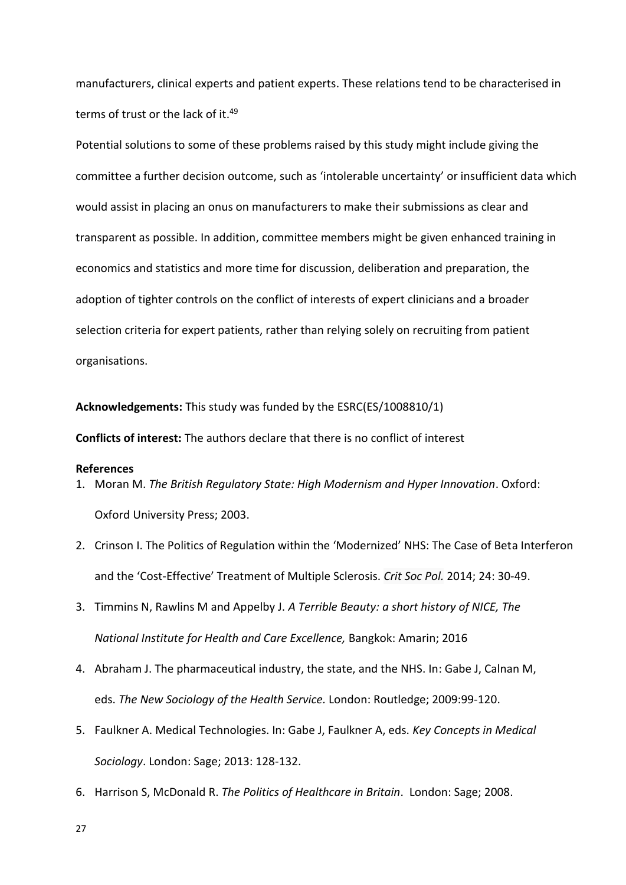manufacturers, clinical experts and patient experts. These relations tend to be characterised in terms of trust or the lack of it.[49]

Potential solutions to some of these problems raised by this study might include giving the committee a further decision outcome, such as 'intolerable uncertainty' or insufficient data which would assist in placing an onus on manufacturers to make their submissions as clear and transparent as possible. In addition, committee members might be given enhanced training in economics and statistics and more time for discussion, deliberation and preparation, the adoption of tighter controls on the conflict of interests of expert clinicians and a broader selection criteria for expert patients, rather than relying solely on recruiting from patient organisations.

**Acknowledgements:** This study was funded by the ESRC(ES/1008810/1)

**Conflicts of interest:** The authors declare that there is no conflict of interest

**References**

1. Moran M. *The British Regulatory State: High Modernism and Hyper Innovation*. Oxford: Oxford University Press; 2003.
2. Crinson I. The Politics of Regulation within the 'Modernized' NHS: The Case of Beta Interferon and the 'Cost-Effective' Treatment of Multiple Sclerosis. *Crit Soc Pol.* 2014; 24: 30-49.
3. Timmins N, Rawlins M and Appelby J. *A Terrible Beauty: a short history of NICE, The National Institute for Health and Care Excellence,* Bangkok: Amarin; 2016
4. Abraham J. The pharmaceutical industry, the state, and the NHS. In: Gabe J, Calnan M, eds. *The New Sociology of the Health Service.* London: Routledge; 2009:99-120.
5. Faulkner A. Medical Technologies. In: Gabe J, Faulkner A, eds. *Key Concepts in Medical Sociology*. London: Sage; 2013: 128-132.
6. Harrison S, McDonald R. *The Politics of Healthcare in Britain*. London: Sage; 2008.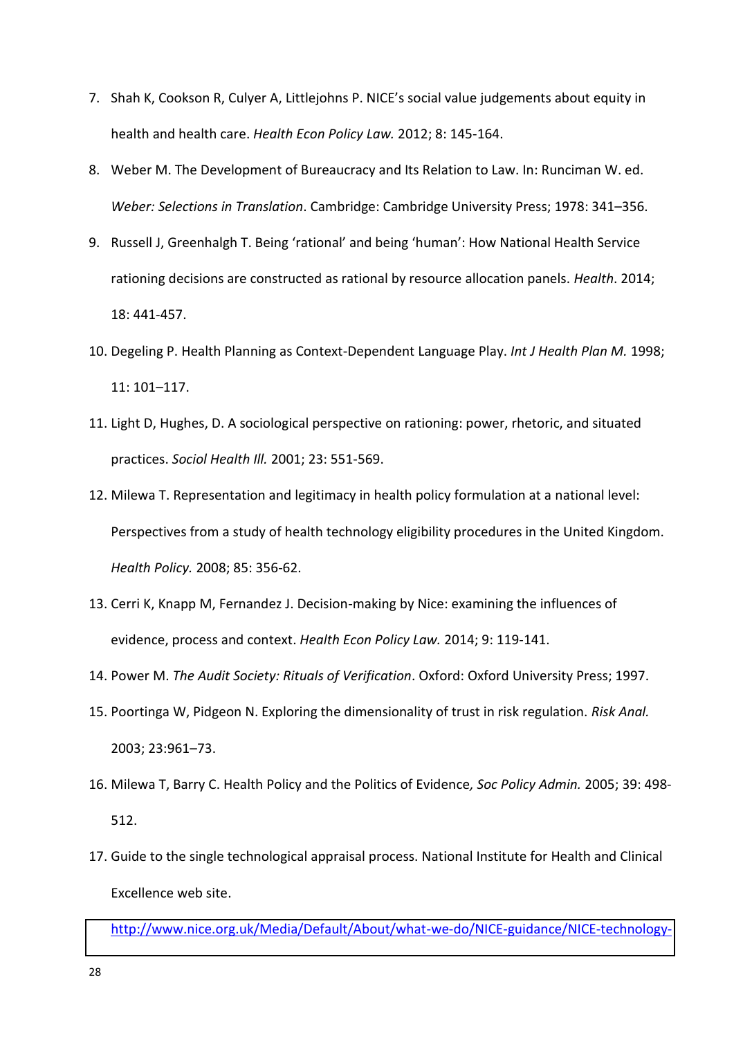7. Shah K, Cookson R, Culyer A, Littlejohns P. NICE's social value judgements about equity in health and health care. *Health Econ Policy Law.* 2012; 8: 145-164.
8. Weber M. The Development of Bureaucracy and Its Relation to Law. In: Runciman W. ed. *Weber: Selections in Translation*. Cambridge: Cambridge University Press; 1978: 341–356.
9. Russell J, Greenhalgh T. Being 'rational' and being 'human': How National Health Service rationing decisions are constructed as rational by resource allocation panels. *Health*. 2014; 18: 441-457.
10. Degeling P. Health Planning as Context-Dependent Language Play. *Int J Health Plan M.* 1998; 11: 101–117.
11. Light D, Hughes, D. A sociological perspective on rationing: power, rhetoric, and situated practices. *Sociol Health Ill.* 2001; 23: 551-569.
12. Milewa T. Representation and legitimacy in health policy formulation at a national level: Perspectives from a study of health technology eligibility procedures in the United Kingdom. *Health Policy.* 2008; 85: 356-62.
13. Cerri K, Knapp M, Fernandez J. Decision-making by Nice: examining the influences of evidence, process and context. *Health Econ Policy Law.* 2014; 9: 119-141.
14. Power M. *The Audit Society: Rituals of Verification*. Oxford: Oxford University Press; 1997.
15. Poortinga W, Pidgeon N. Exploring the dimensionality of trust in risk regulation. *Risk Anal.* 2003; 23:961–73.
16. Milewa T, Barry C. Health Policy and the Politics of Evidence*, Soc Policy Admin.* 2005; 39: 498-512.
17. Guide to the single technological appraisal process. National Institute for Health and Clinical Excellence web site.

    http://www.nice.org.uk/Media/Default/About/what-we-do/NICE-guidance/NICE-technology-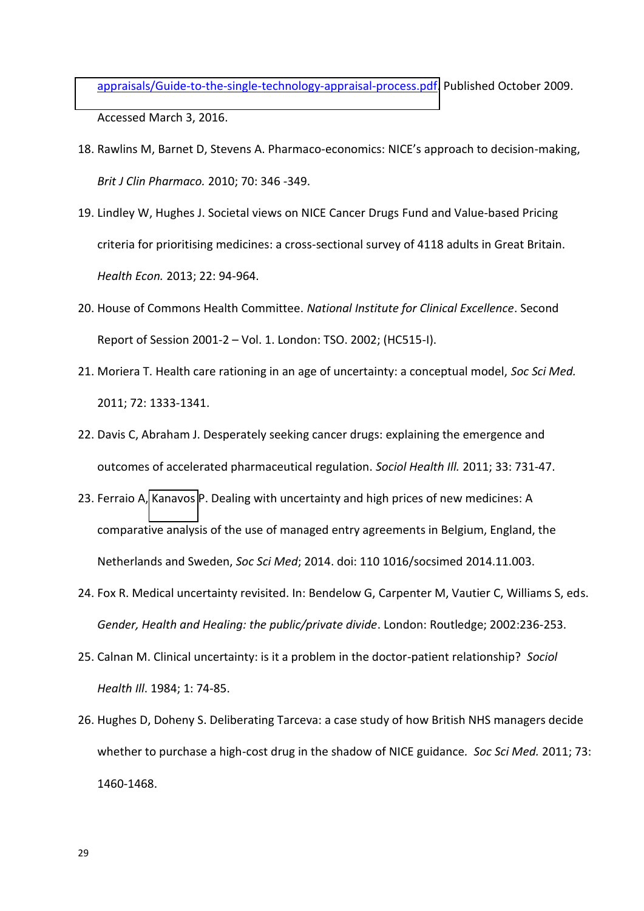appraisals/Guide-to-the-single-technology-appraisal-process.pdf. Published October 2009. Accessed March 3, 2016.

18. Rawlins M, Barnet D, Stevens A. Pharmaco-economics: NICE's approach to decision-making, *Brit J Clin Pharmaco.* 2010; 70: 346 -349.
19. Lindley W, Hughes J. Societal views on NICE Cancer Drugs Fund and Value-based Pricing criteria for prioritising medicines: a cross-sectional survey of 4118 adults in Great Britain. *Health Econ.* 2013; 22: 94-964.
20. House of Commons Health Committee. *National Institute for Clinical Excellence*. Second Report of Session 2001-2 – Vol. 1. London: TSO. 2002; (HC515-I).
21. Moriera T. Health care rationing in an age of uncertainty: a conceptual model, *Soc Sci Med.* 2011; 72: 1333-1341.
22. Davis C, Abraham J. Desperately seeking cancer drugs: explaining the emergence and outcomes of accelerated pharmaceutical regulation. *Sociol Health Ill.* 2011; 33: 731-47.
23. Ferraio A, Kanavos P. Dealing with uncertainty and high prices of new medicines: A comparative analysis of the use of managed entry agreements in Belgium, England, the Netherlands and Sweden, *Soc Sci Med*; 2014. doi: 110 1016/socsimed 2014.11.003.
24. Fox R. Medical uncertainty revisited. In: Bendelow G, Carpenter M, Vautier C, Williams S, eds. *Gender, Health and Healing: the public/private divide*. London: Routledge; 2002:236-253.
25. Calnan M. Clinical uncertainty: is it a problem in the doctor-patient relationship? *Sociol Health Ill*. 1984; 1: 74-85.
26. Hughes D, Doheny S. Deliberating Tarceva: a case study of how British NHS managers decide whether to purchase a high-cost drug in the shadow of NICE guidance. *Soc Sci Med.* 2011; 73: 1460-1468.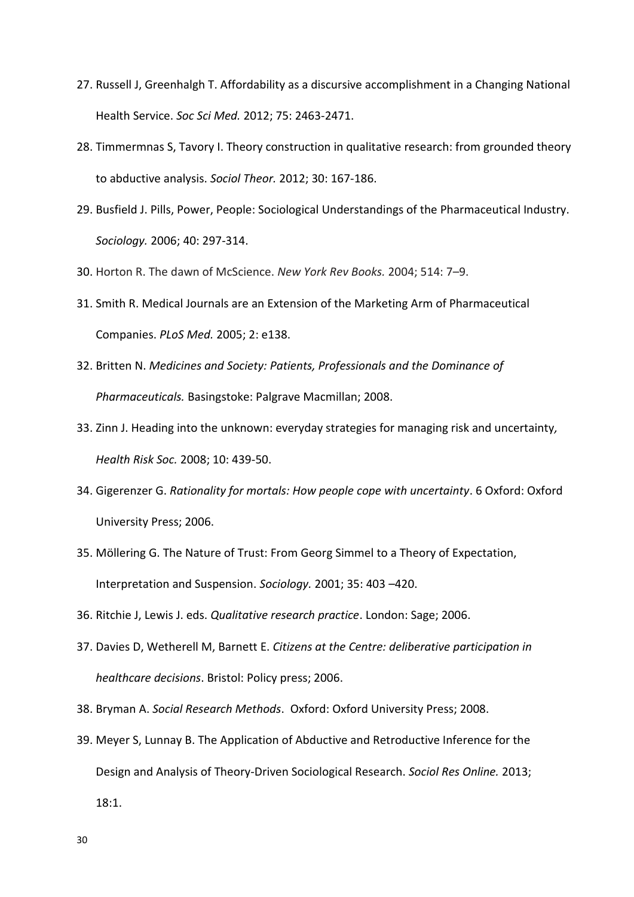27. Russell J, Greenhalgh T. Affordability as a discursive accomplishment in a Changing National Health Service. *Soc Sci Med.* 2012; 75: 2463-2471.
28. Timmermnas S, Tavory I. Theory construction in qualitative research: from grounded theory to abductive analysis. *Sociol Theor.* 2012; 30: 167-186.
29. Busfield J. Pills, Power, People: Sociological Understandings of the Pharmaceutical Industry. *Sociology.* 2006; 40: 297-314.
30. Horton R. The dawn of McScience. *New York Rev Books.* 2004; 514: 7–9.
31. Smith R. Medical Journals are an Extension of the Marketing Arm of Pharmaceutical Companies. *PLoS Med.* 2005; 2: e138.
32. Britten N. *Medicines and Society: Patients, Professionals and the Dominance of Pharmaceuticals.* Basingstoke: Palgrave Macmillan; 2008.
33. Zinn J. Heading into the unknown: everyday strategies for managing risk and uncertainty*, Health Risk Soc.* 2008; 10: 439-50.
34. Gigerenzer G. *Rationality for mortals: How people cope with uncertainty*. 6 Oxford: Oxford University Press; 2006.
35. Möllering G. The Nature of Trust: From Georg Simmel to a Theory of Expectation, Interpretation and Suspension. *Sociology.* 2001; 35: 403 –420.
36. Ritchie J, Lewis J. eds. *Qualitative research practice*. London: Sage; 2006.
37. Davies D, Wetherell M, Barnett E. *Citizens at the Centre: deliberative participation in healthcare decisions*. Bristol: Policy press; 2006.
38. Bryman A. *Social Research Methods*. Oxford: Oxford University Press; 2008.
39. Meyer S, Lunnay B. The Application of Abductive and Retroductive Inference for the Design and Analysis of Theory-Driven Sociological Research. *Sociol Res Online.* 2013; 18:1.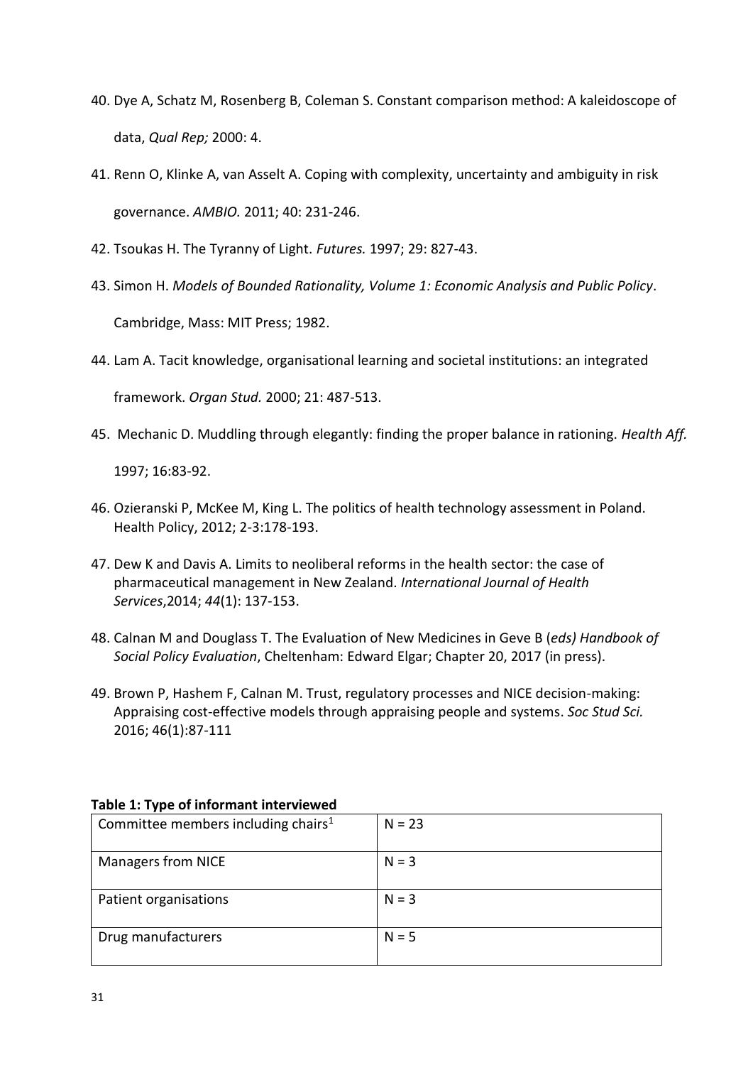40. Dye A, Schatz M, Rosenberg B, Coleman S. Constant comparison method: A kaleidoscope of data, *Qual Rep;* 2000: 4.

41. Renn O, Klinke A, van Asselt A. Coping with complexity, uncertainty and ambiguity in risk governance. *AMBIO.* 2011; 40: 231-246.

42. Tsoukas H. The Tyranny of Light. *Futures.* 1997; 29: 827-43.

43. Simon H. *Models of Bounded Rationality, Volume 1: Economic Analysis and Public Policy*. Cambridge, Mass: MIT Press; 1982.

44. Lam A. Tacit knowledge, organisational learning and societal institutions: an integrated framework. *Organ Stud.* 2000; 21: 487-513.

45. Mechanic D. Muddling through elegantly: finding the proper balance in rationing. *Health Aff.* 1997; 16:83-92.

46. Ozieranski P, McKee M, King L. The politics of health technology assessment in Poland. Health Policy, 2012; 2-3:178-193.

47. Dew K and Davis A. Limits to neoliberal reforms in the health sector: the case of pharmaceutical management in New Zealand. *International Journal of Health Services*,2014; *44*(1): 137-153.

48. Calnan M and Douglass T. The Evaluation of New Medicines in Geve B (*eds) Handbook of Social Policy Evaluation*, Cheltenham: Edward Elgar; Chapter 20, 2017 (in press).

49. Brown P, Hashem F, Calnan M. Trust, regulatory processes and NICE decision-making: Appraising cost-effective models through appraising people and systems. *Soc Stud Sci.* 2016; 46(1):87-111

**Table 1: Type of informant interviewed**

| Committee members including chairs[1] | N = 23 |
|---|---|
| Managers from NICE | N = 3 |
| Patient organisations | N = 3 |
| Drug manufacturers | N = 5 |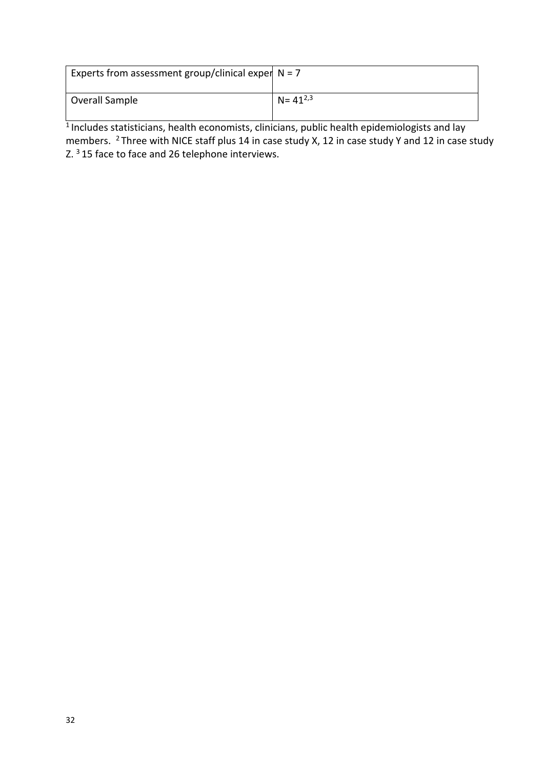| | |
|---|---|
| Experts from assessment group/clinical exper | N = 7 |
| Overall Sample | N= 41[2,3] |

[1] Includes statisticians, health economists, clinicians, public health epidemiologists and lay members. [2] Three with NICE staff plus 14 in case study X, 12 in case study Y and 12 in case study Z. [3] 15 face to face and 26 telephone interviews.